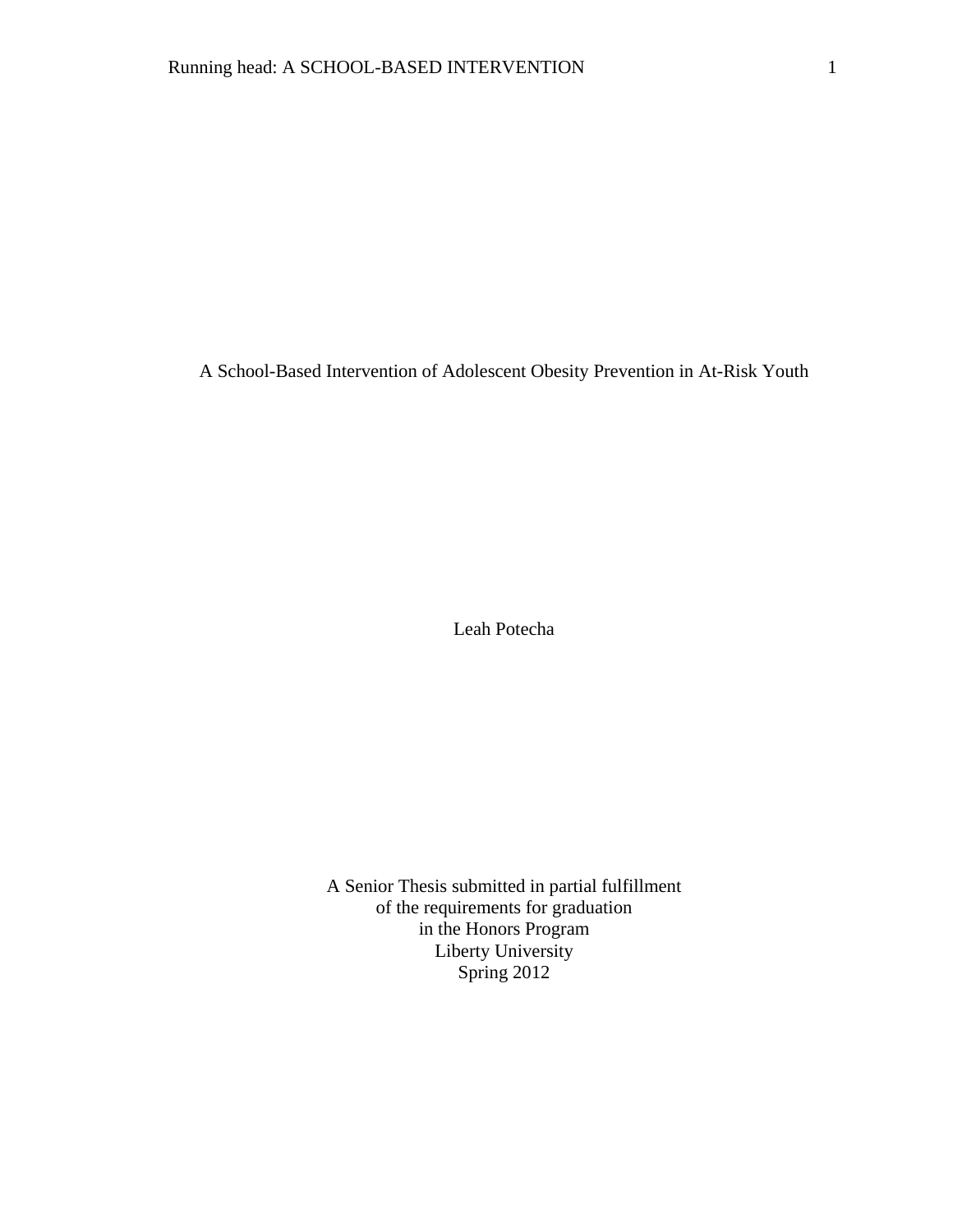# A School-Based Intervention of Adolescent Obesity Prevention in At-Risk Youth

Leah Potecha

A Senior Thesis submitted in partial fulfillment
of the requirements for graduation
in the Honors Program
Liberty University
Spring 2012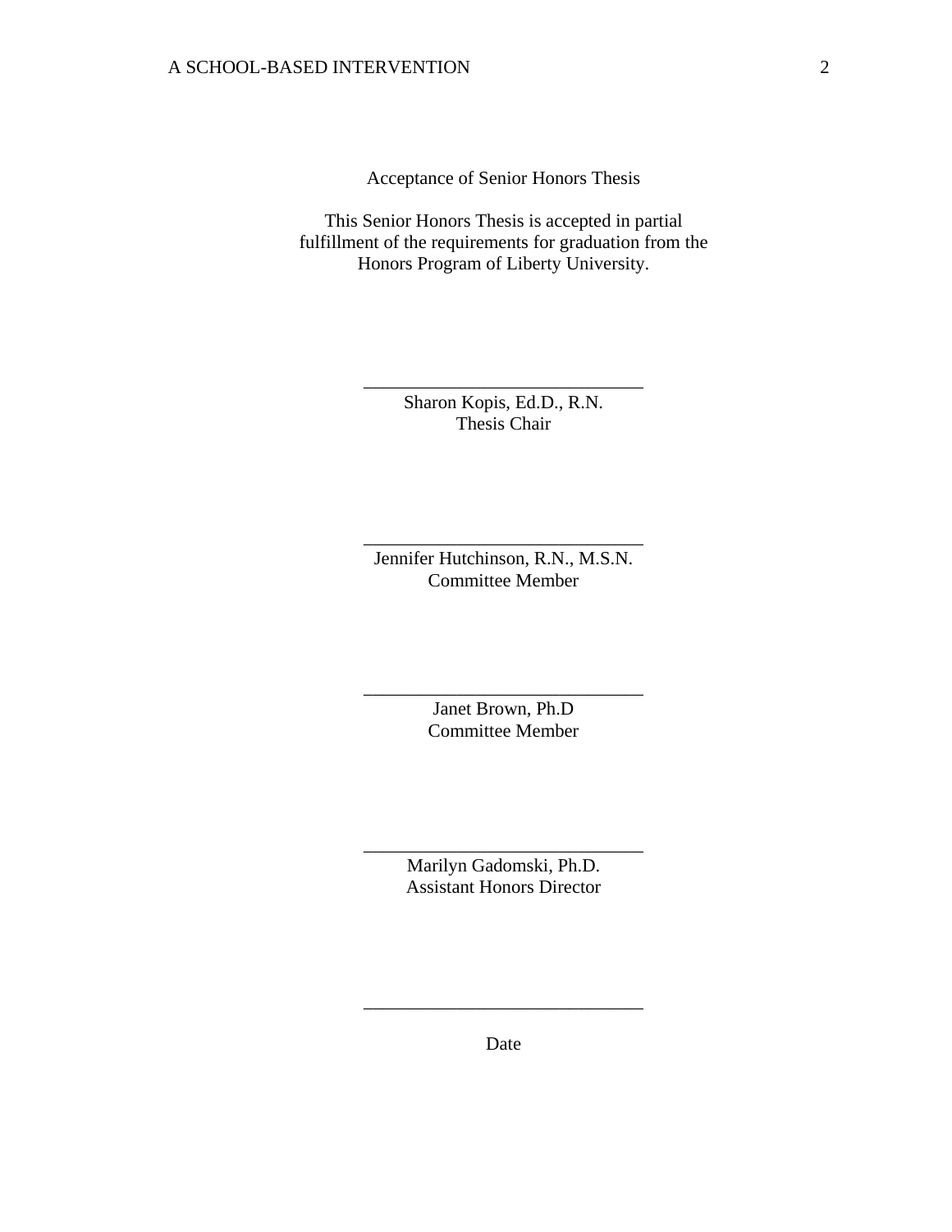Acceptance of Senior Honors Thesis

This Senior Honors Thesis is accepted in partial fulfillment of the requirements for graduation from the Honors Program of Liberty University.

______________________________
Sharon Kopis, Ed.D., R.N.
Thesis Chair

______________________________
Jennifer Hutchinson, R.N., M.S.N.
Committee Member

______________________________
Janet Brown, Ph.D
Committee Member

______________________________
Marilyn Gadomski, Ph.D.
Assistant Honors Director

______________________________
Date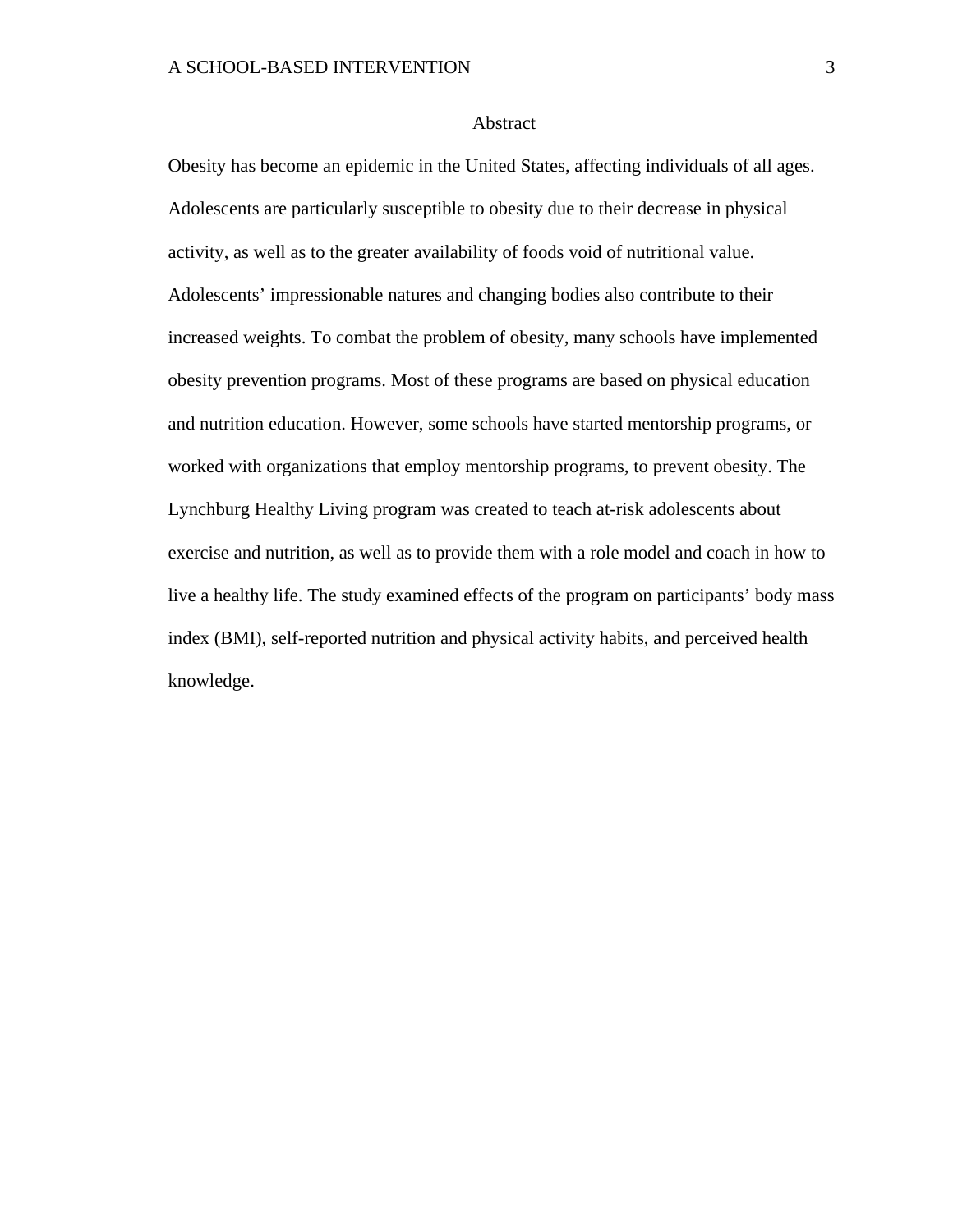# Abstract

Obesity has become an epidemic in the United States, affecting individuals of all ages. Adolescents are particularly susceptible to obesity due to their decrease in physical activity, as well as to the greater availability of foods void of nutritional value. Adolescents' impressionable natures and changing bodies also contribute to their increased weights. To combat the problem of obesity, many schools have implemented obesity prevention programs. Most of these programs are based on physical education and nutrition education. However, some schools have started mentorship programs, or worked with organizations that employ mentorship programs, to prevent obesity. The Lynchburg Healthy Living program was created to teach at-risk adolescents about exercise and nutrition, as well as to provide them with a role model and coach in how to live a healthy life. The study examined effects of the program on participants' body mass index (BMI), self-reported nutrition and physical activity habits, and perceived health knowledge.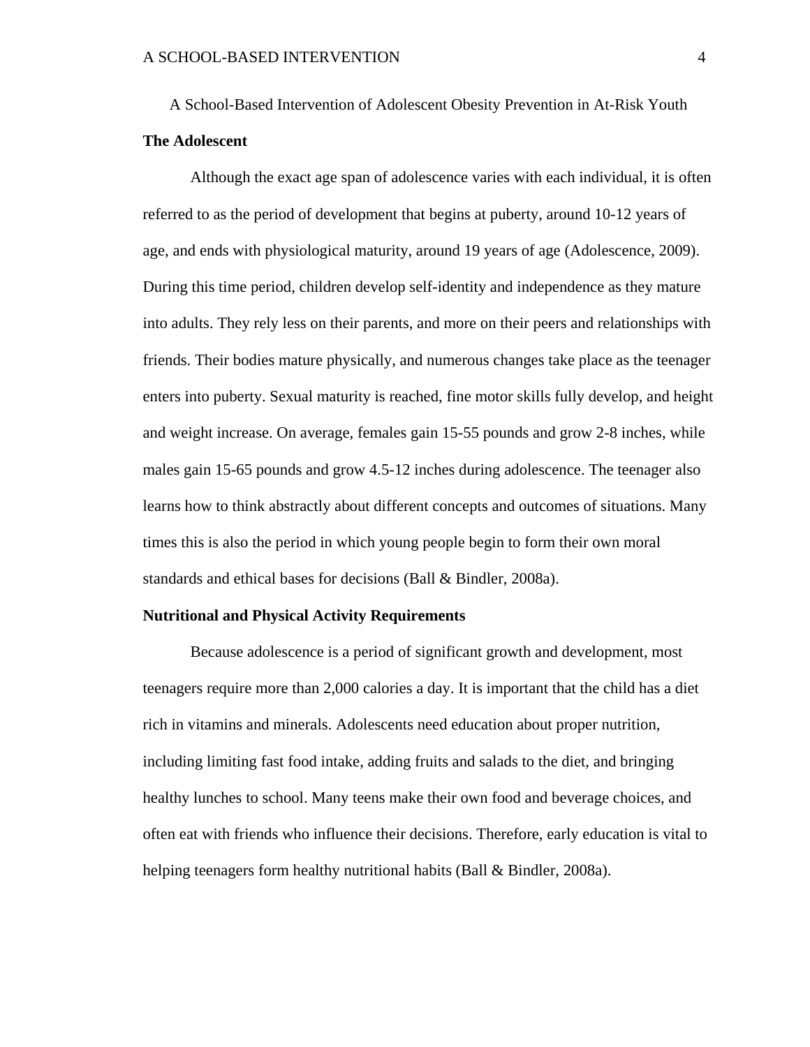# A School-Based Intervention of Adolescent Obesity Prevention in At-Risk Youth

## The Adolescent

Although the exact age span of adolescence varies with each individual, it is often referred to as the period of development that begins at puberty, around 10-12 years of age, and ends with physiological maturity, around 19 years of age (Adolescence, 2009). During this time period, children develop self-identity and independence as they mature into adults. They rely less on their parents, and more on their peers and relationships with friends. Their bodies mature physically, and numerous changes take place as the teenager enters into puberty. Sexual maturity is reached, fine motor skills fully develop, and height and weight increase. On average, females gain 15-55 pounds and grow 2-8 inches, while males gain 15-65 pounds and grow 4.5-12 inches during adolescence. The teenager also learns how to think abstractly about different concepts and outcomes of situations. Many times this is also the period in which young people begin to form their own moral standards and ethical bases for decisions (Ball & Bindler, 2008a).

## Nutritional and Physical Activity Requirements

Because adolescence is a period of significant growth and development, most teenagers require more than 2,000 calories a day. It is important that the child has a diet rich in vitamins and minerals. Adolescents need education about proper nutrition, including limiting fast food intake, adding fruits and salads to the diet, and bringing healthy lunches to school. Many teens make their own food and beverage choices, and often eat with friends who influence their decisions. Therefore, early education is vital to helping teenagers form healthy nutritional habits (Ball & Bindler, 2008a).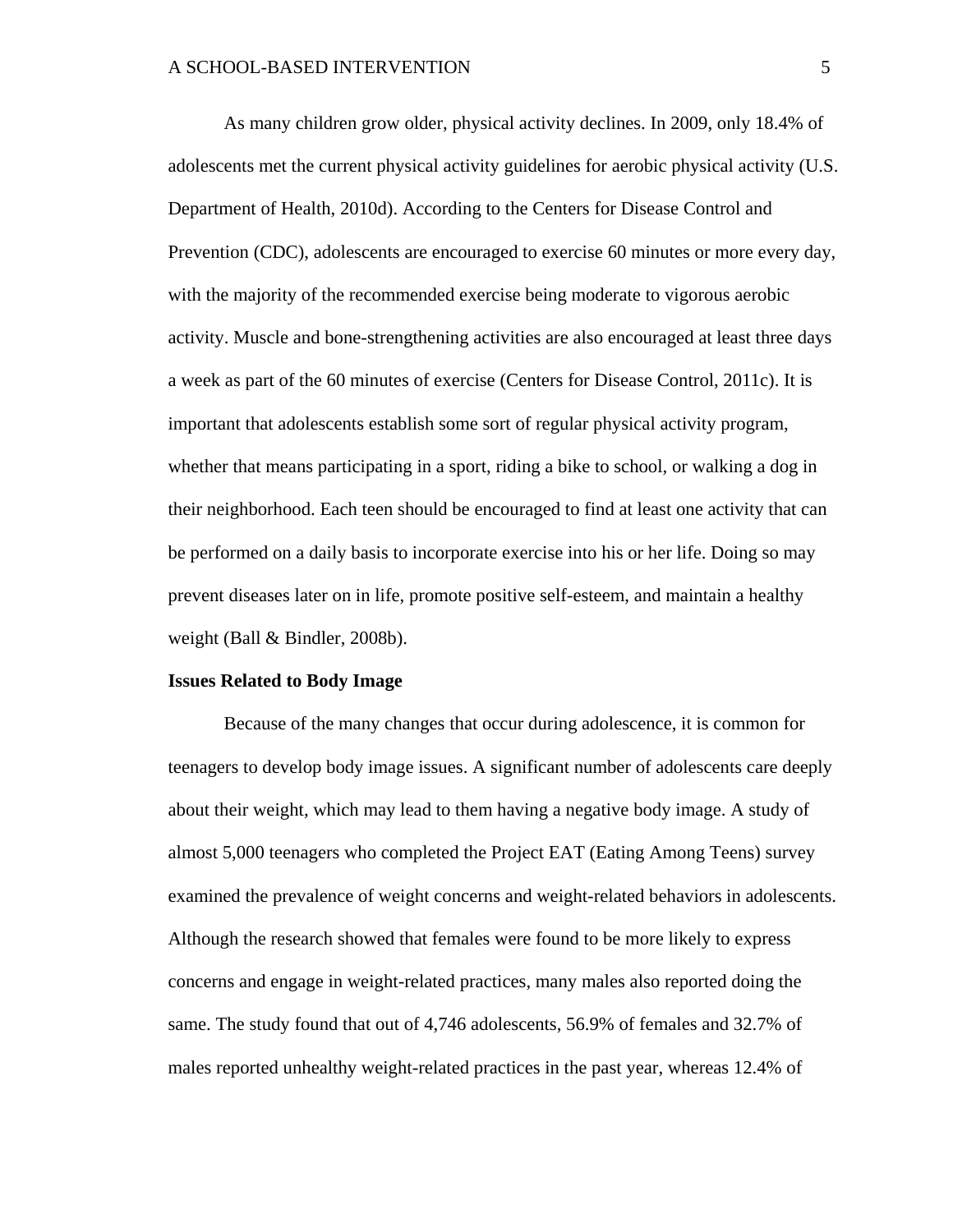As many children grow older, physical activity declines. In 2009, only 18.4% of adolescents met the current physical activity guidelines for aerobic physical activity (U.S. Department of Health, 2010d). According to the Centers for Disease Control and Prevention (CDC), adolescents are encouraged to exercise 60 minutes or more every day, with the majority of the recommended exercise being moderate to vigorous aerobic activity. Muscle and bone-strengthening activities are also encouraged at least three days a week as part of the 60 minutes of exercise (Centers for Disease Control, 2011c). It is important that adolescents establish some sort of regular physical activity program, whether that means participating in a sport, riding a bike to school, or walking a dog in their neighborhood. Each teen should be encouraged to find at least one activity that can be performed on a daily basis to incorporate exercise into his or her life. Doing so may prevent diseases later on in life, promote positive self-esteem, and maintain a healthy weight (Ball & Bindler, 2008b).

**Issues Related to Body Image**

Because of the many changes that occur during adolescence, it is common for teenagers to develop body image issues. A significant number of adolescents care deeply about their weight, which may lead to them having a negative body image. A study of almost 5,000 teenagers who completed the Project EAT (Eating Among Teens) survey examined the prevalence of weight concerns and weight-related behaviors in adolescents. Although the research showed that females were found to be more likely to express concerns and engage in weight-related practices, many males also reported doing the same. The study found that out of 4,746 adolescents, 56.9% of females and 32.7% of males reported unhealthy weight-related practices in the past year, whereas 12.4% of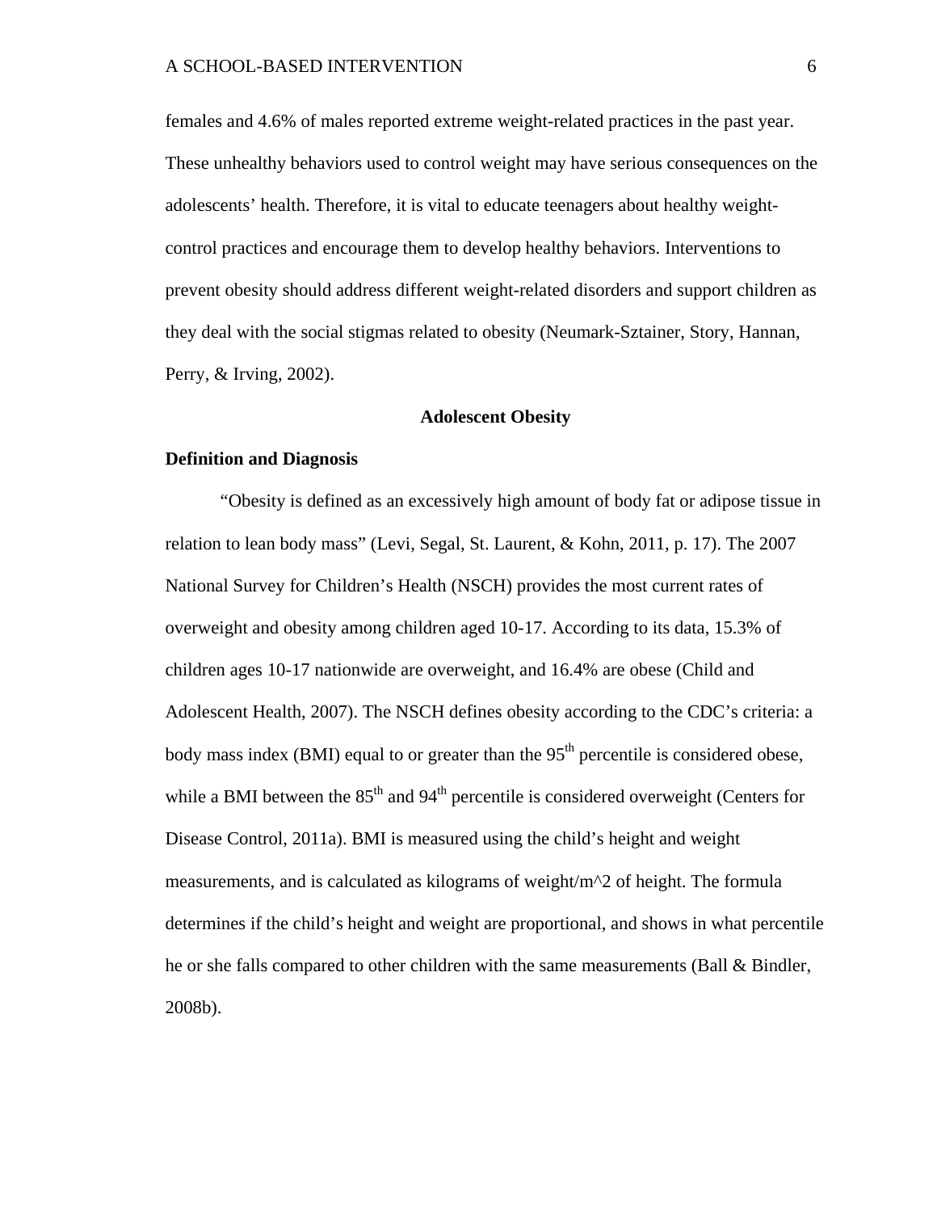females and 4.6% of males reported extreme weight-related practices in the past year. These unhealthy behaviors used to control weight may have serious consequences on the adolescents' health. Therefore, it is vital to educate teenagers about healthy weight-control practices and encourage them to develop healthy behaviors. Interventions to prevent obesity should address different weight-related disorders and support children as they deal with the social stigmas related to obesity (Neumark-Sztainer, Story, Hannan, Perry, & Irving, 2002).

## Adolescent Obesity

### Definition and Diagnosis

"Obesity is defined as an excessively high amount of body fat or adipose tissue in relation to lean body mass" (Levi, Segal, St. Laurent, & Kohn, 2011, p. 17). The 2007 National Survey for Children's Health (NSCH) provides the most current rates of overweight and obesity among children aged 10-17. According to its data, 15.3% of children ages 10-17 nationwide are overweight, and 16.4% are obese (Child and Adolescent Health, 2007). The NSCH defines obesity according to the CDC's criteria: a body mass index (BMI) equal to or greater than the $95^{th}$ percentile is considered obese, while a BMI between the $85^{th}$ and $94^{th}$ percentile is considered overweight (Centers for Disease Control, 2011a). BMI is measured using the child's height and weight measurements, and is calculated as kilograms of weight/m^2 of height. The formula determines if the child's height and weight are proportional, and shows in what percentile he or she falls compared to other children with the same measurements (Ball & Bindler, 2008b).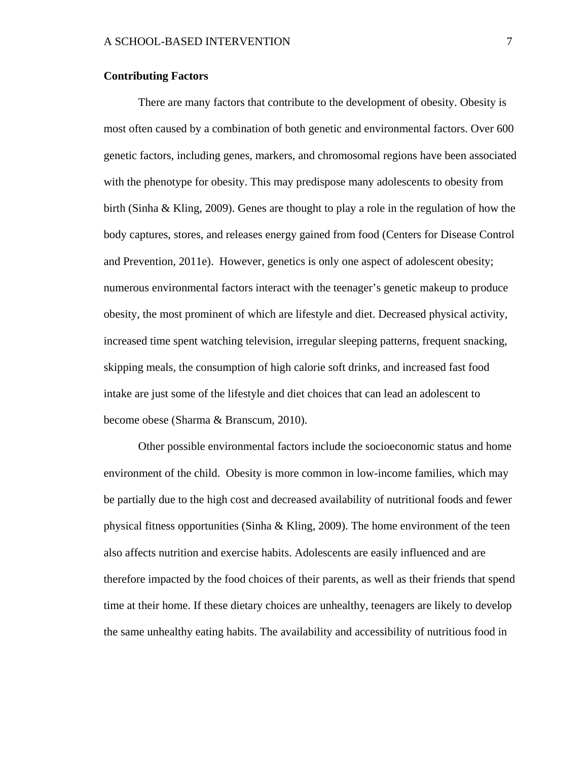**Contributing Factors**

There are many factors that contribute to the development of obesity. Obesity is most often caused by a combination of both genetic and environmental factors. Over 600 genetic factors, including genes, markers, and chromosomal regions have been associated with the phenotype for obesity. This may predispose many adolescents to obesity from birth (Sinha & Kling, 2009). Genes are thought to play a role in the regulation of how the body captures, stores, and releases energy gained from food (Centers for Disease Control and Prevention, 2011e).  However, genetics is only one aspect of adolescent obesity; numerous environmental factors interact with the teenager's genetic makeup to produce obesity, the most prominent of which are lifestyle and diet. Decreased physical activity, increased time spent watching television, irregular sleeping patterns, frequent snacking, skipping meals, the consumption of high calorie soft drinks, and increased fast food intake are just some of the lifestyle and diet choices that can lead an adolescent to become obese (Sharma & Branscum, 2010).

Other possible environmental factors include the socioeconomic status and home environment of the child.  Obesity is more common in low-income families, which may be partially due to the high cost and decreased availability of nutritional foods and fewer physical fitness opportunities (Sinha & Kling, 2009). The home environment of the teen also affects nutrition and exercise habits. Adolescents are easily influenced and are therefore impacted by the food choices of their parents, as well as their friends that spend time at their home. If these dietary choices are unhealthy, teenagers are likely to develop the same unhealthy eating habits. The availability and accessibility of nutritious food in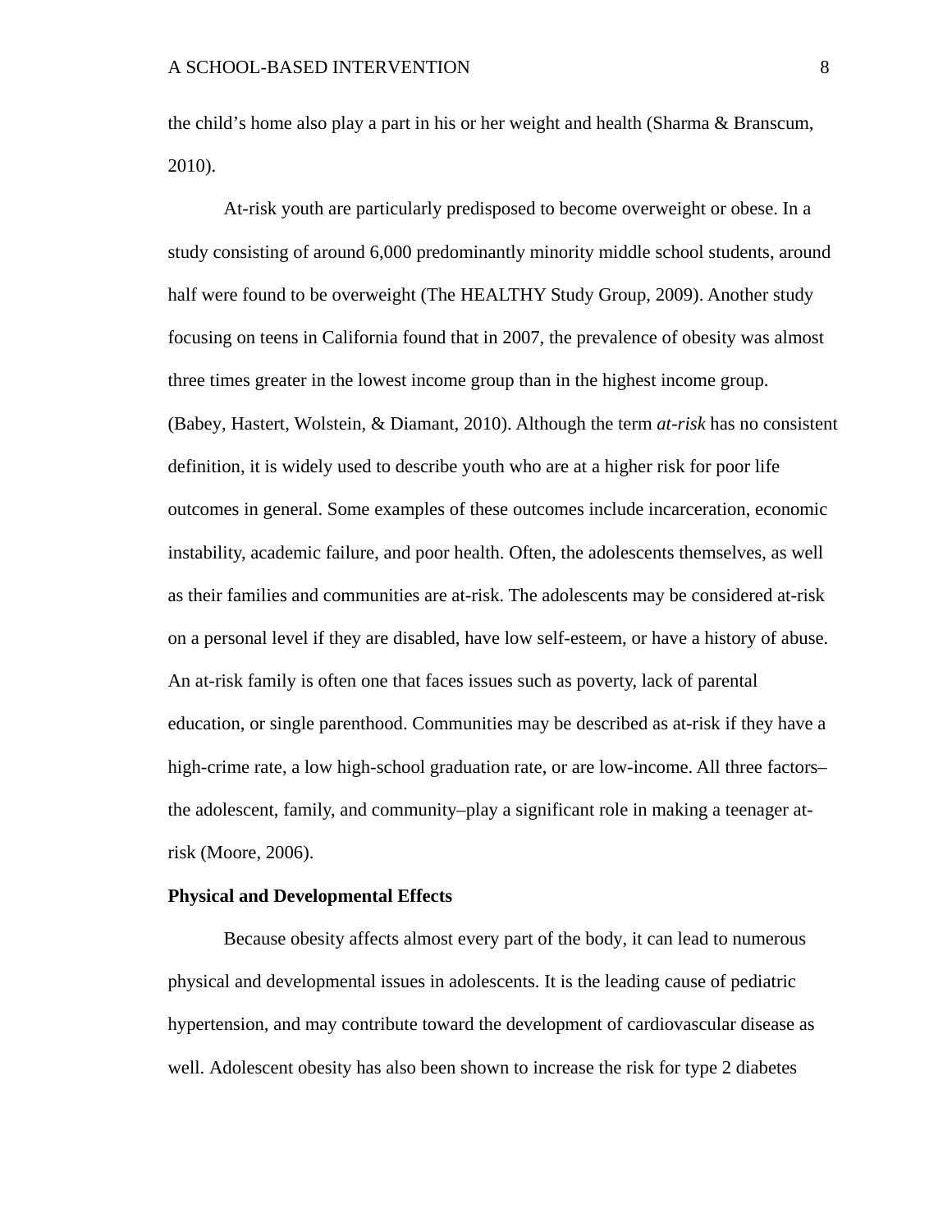the child's home also play a part in his or her weight and health (Sharma & Branscum, 2010).

At-risk youth are particularly predisposed to become overweight or obese. In a study consisting of around 6,000 predominantly minority middle school students, around half were found to be overweight (The HEALTHY Study Group, 2009). Another study focusing on teens in California found that in 2007, the prevalence of obesity was almost three times greater in the lowest income group than in the highest income group. (Babey, Hastert, Wolstein, & Diamant, 2010). Although the term *at-risk* has no consistent definition, it is widely used to describe youth who are at a higher risk for poor life outcomes in general. Some examples of these outcomes include incarceration, economic instability, academic failure, and poor health. Often, the adolescents themselves, as well as their families and communities are at-risk. The adolescents may be considered at-risk on a personal level if they are disabled, have low self-esteem, or have a history of abuse. An at-risk family is often one that faces issues such as poverty, lack of parental education, or single parenthood. Communities may be described as at-risk if they have a high-crime rate, a low high-school graduation rate, or are low-income. All three factors–the adolescent, family, and community–play a significant role in making a teenager at-risk (Moore, 2006).

**Physical and Developmental Effects**

Because obesity affects almost every part of the body, it can lead to numerous physical and developmental issues in adolescents. It is the leading cause of pediatric hypertension, and may contribute toward the development of cardiovascular disease as well. Adolescent obesity has also been shown to increase the risk for type 2 diabetes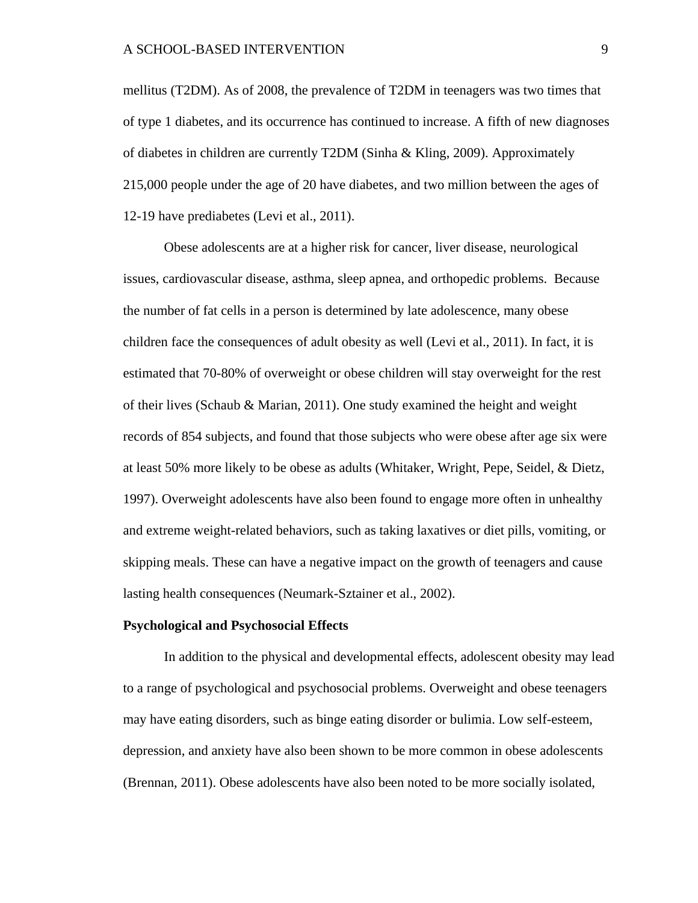mellitus (T2DM). As of 2008, the prevalence of T2DM in teenagers was two times that of type 1 diabetes, and its occurrence has continued to increase. A fifth of new diagnoses of diabetes in children are currently T2DM (Sinha & Kling, 2009). Approximately 215,000 people under the age of 20 have diabetes, and two million between the ages of 12-19 have prediabetes (Levi et al., 2011).

Obese adolescents are at a higher risk for cancer, liver disease, neurological issues, cardiovascular disease, asthma, sleep apnea, and orthopedic problems. Because the number of fat cells in a person is determined by late adolescence, many obese children face the consequences of adult obesity as well (Levi et al., 2011). In fact, it is estimated that 70-80% of overweight or obese children will stay overweight for the rest of their lives (Schaub & Marian, 2011). One study examined the height and weight records of 854 subjects, and found that those subjects who were obese after age six were at least 50% more likely to be obese as adults (Whitaker, Wright, Pepe, Seidel, & Dietz, 1997). Overweight adolescents have also been found to engage more often in unhealthy and extreme weight-related behaviors, such as taking laxatives or diet pills, vomiting, or skipping meals. These can have a negative impact on the growth of teenagers and cause lasting health consequences (Neumark-Sztainer et al., 2002).

**Psychological and Psychosocial Effects**

In addition to the physical and developmental effects, adolescent obesity may lead to a range of psychological and psychosocial problems. Overweight and obese teenagers may have eating disorders, such as binge eating disorder or bulimia. Low self-esteem, depression, and anxiety have also been shown to be more common in obese adolescents (Brennan, 2011). Obese adolescents have also been noted to be more socially isolated,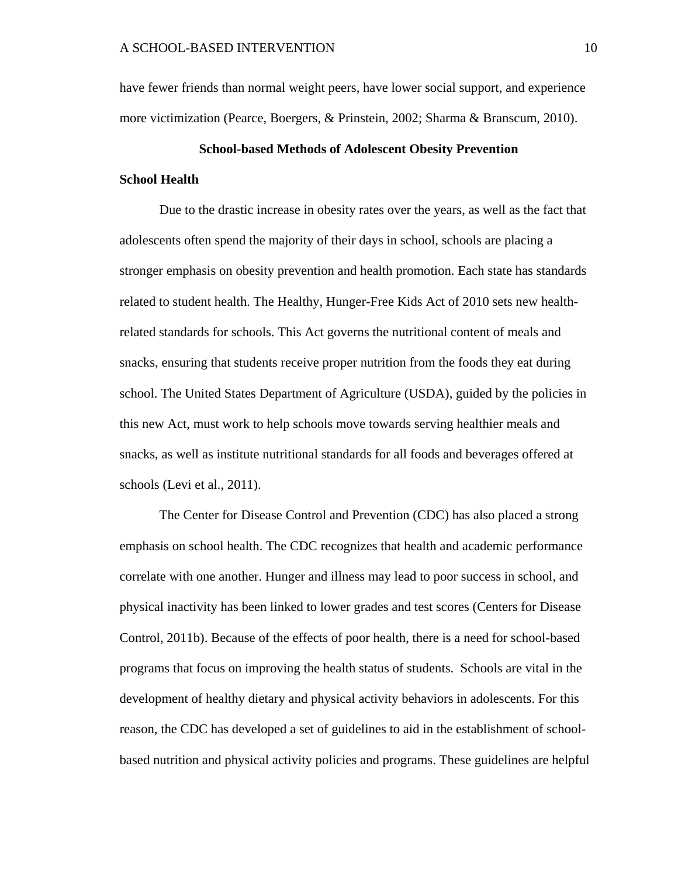have fewer friends than normal weight peers, have lower social support, and experience more victimization (Pearce, Boergers, & Prinstein, 2002; Sharma & Branscum, 2010).

## School-based Methods of Adolescent Obesity Prevention

### School Health

Due to the drastic increase in obesity rates over the years, as well as the fact that adolescents often spend the majority of their days in school, schools are placing a stronger emphasis on obesity prevention and health promotion. Each state has standards related to student health. The Healthy, Hunger-Free Kids Act of 2010 sets new health-related standards for schools. This Act governs the nutritional content of meals and snacks, ensuring that students receive proper nutrition from the foods they eat during school. The United States Department of Agriculture (USDA), guided by the policies in this new Act, must work to help schools move towards serving healthier meals and snacks, as well as institute nutritional standards for all foods and beverages offered at schools (Levi et al., 2011).

The Center for Disease Control and Prevention (CDC) has also placed a strong emphasis on school health. The CDC recognizes that health and academic performance correlate with one another. Hunger and illness may lead to poor success in school, and physical inactivity has been linked to lower grades and test scores (Centers for Disease Control, 2011b). Because of the effects of poor health, there is a need for school-based programs that focus on improving the health status of students. Schools are vital in the development of healthy dietary and physical activity behaviors in adolescents. For this reason, the CDC has developed a set of guidelines to aid in the establishment of school-based nutrition and physical activity policies and programs. These guidelines are helpful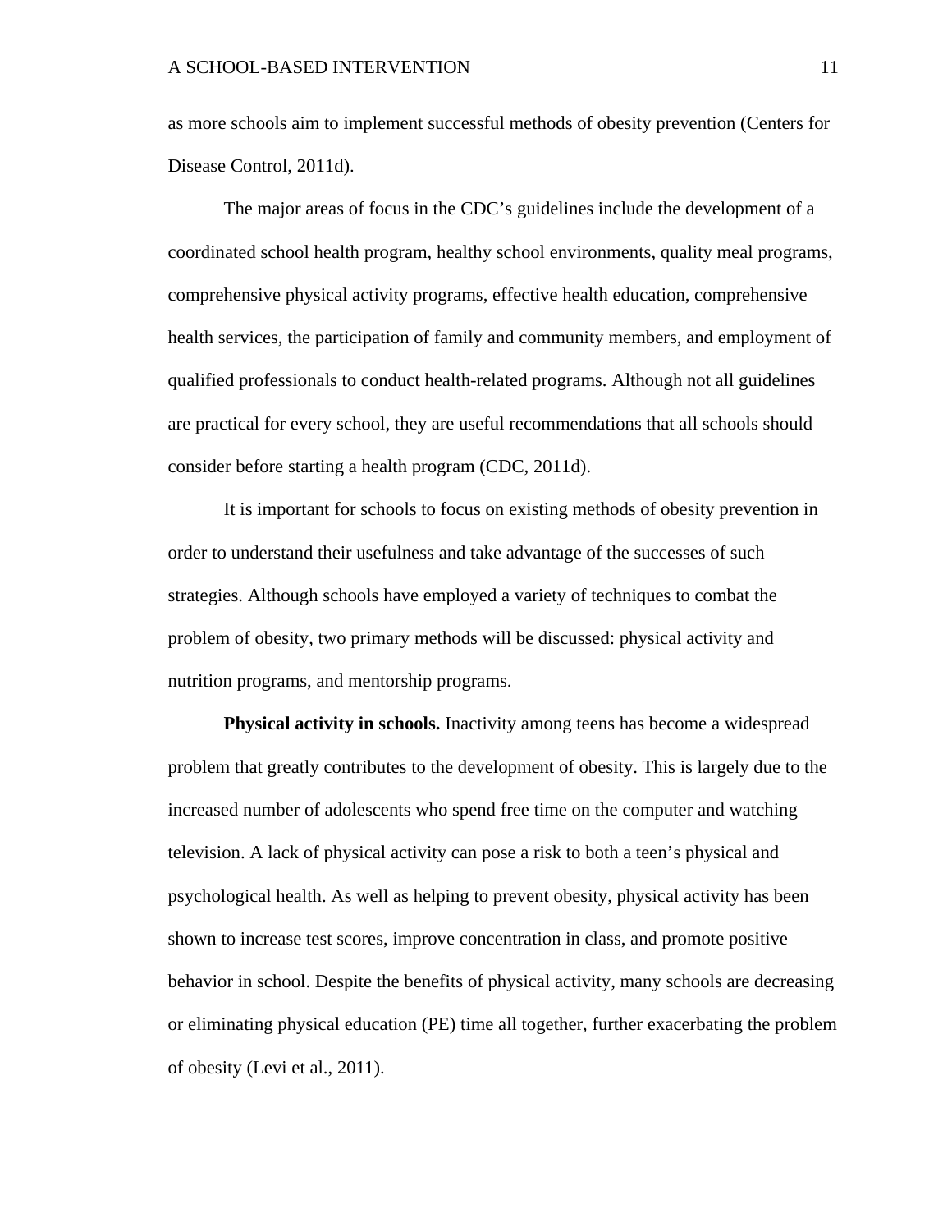as more schools aim to implement successful methods of obesity prevention (Centers for Disease Control, 2011d).

The major areas of focus in the CDC's guidelines include the development of a coordinated school health program, healthy school environments, quality meal programs, comprehensive physical activity programs, effective health education, comprehensive health services, the participation of family and community members, and employment of qualified professionals to conduct health-related programs. Although not all guidelines are practical for every school, they are useful recommendations that all schools should consider before starting a health program (CDC, 2011d).

It is important for schools to focus on existing methods of obesity prevention in order to understand their usefulness and take advantage of the successes of such strategies. Although schools have employed a variety of techniques to combat the problem of obesity, two primary methods will be discussed: physical activity and nutrition programs, and mentorship programs.

**Physical activity in schools.** Inactivity among teens has become a widespread problem that greatly contributes to the development of obesity. This is largely due to the increased number of adolescents who spend free time on the computer and watching television. A lack of physical activity can pose a risk to both a teen's physical and psychological health. As well as helping to prevent obesity, physical activity has been shown to increase test scores, improve concentration in class, and promote positive behavior in school. Despite the benefits of physical activity, many schools are decreasing or eliminating physical education (PE) time all together, further exacerbating the problem of obesity (Levi et al., 2011).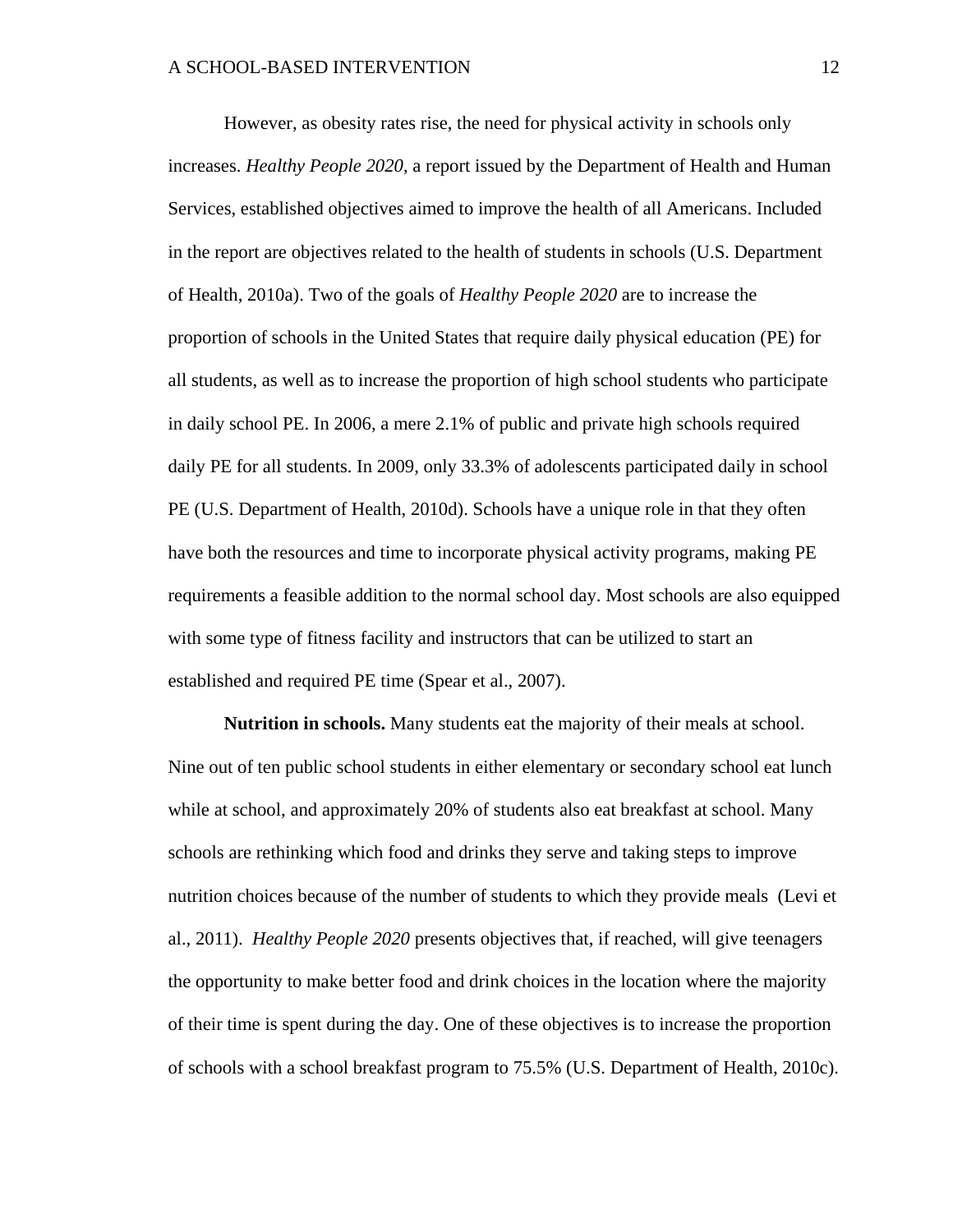However, as obesity rates rise, the need for physical activity in schools only increases. *Healthy People 2020*, a report issued by the Department of Health and Human Services, established objectives aimed to improve the health of all Americans. Included in the report are objectives related to the health of students in schools (U.S. Department of Health, 2010a). Two of the goals of *Healthy People 2020* are to increase the proportion of schools in the United States that require daily physical education (PE) for all students, as well as to increase the proportion of high school students who participate in daily school PE. In 2006, a mere 2.1% of public and private high schools required daily PE for all students. In 2009, only 33.3% of adolescents participated daily in school PE (U.S. Department of Health, 2010d). Schools have a unique role in that they often have both the resources and time to incorporate physical activity programs, making PE requirements a feasible addition to the normal school day. Most schools are also equipped with some type of fitness facility and instructors that can be utilized to start an established and required PE time (Spear et al., 2007).

**Nutrition in schools.** Many students eat the majority of their meals at school. Nine out of ten public school students in either elementary or secondary school eat lunch while at school, and approximately 20% of students also eat breakfast at school. Many schools are rethinking which food and drinks they serve and taking steps to improve nutrition choices because of the number of students to which they provide meals (Levi et al., 2011). *Healthy People 2020* presents objectives that, if reached, will give teenagers the opportunity to make better food and drink choices in the location where the majority of their time is spent during the day. One of these objectives is to increase the proportion of schools with a school breakfast program to 75.5% (U.S. Department of Health, 2010c).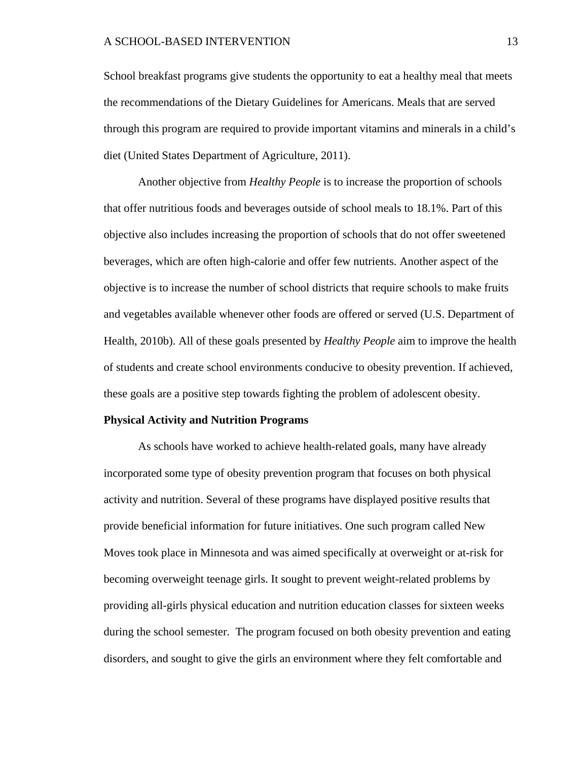School breakfast programs give students the opportunity to eat a healthy meal that meets the recommendations of the Dietary Guidelines for Americans. Meals that are served through this program are required to provide important vitamins and minerals in a child's diet (United States Department of Agriculture, 2011).

Another objective from *Healthy People* is to increase the proportion of schools that offer nutritious foods and beverages outside of school meals to 18.1%. Part of this objective also includes increasing the proportion of schools that do not offer sweetened beverages, which are often high-calorie and offer few nutrients. Another aspect of the objective is to increase the number of school districts that require schools to make fruits and vegetables available whenever other foods are offered or served (U.S. Department of Health, 2010b). All of these goals presented by *Healthy People* aim to improve the health of students and create school environments conducive to obesity prevention. If achieved, these goals are a positive step towards fighting the problem of adolescent obesity.

**Physical Activity and Nutrition Programs**

As schools have worked to achieve health-related goals, many have already incorporated some type of obesity prevention program that focuses on both physical activity and nutrition. Several of these programs have displayed positive results that provide beneficial information for future initiatives. One such program called New Moves took place in Minnesota and was aimed specifically at overweight or at-risk for becoming overweight teenage girls. It sought to prevent weight-related problems by providing all-girls physical education and nutrition education classes for sixteen weeks during the school semester. The program focused on both obesity prevention and eating disorders, and sought to give the girls an environment where they felt comfortable and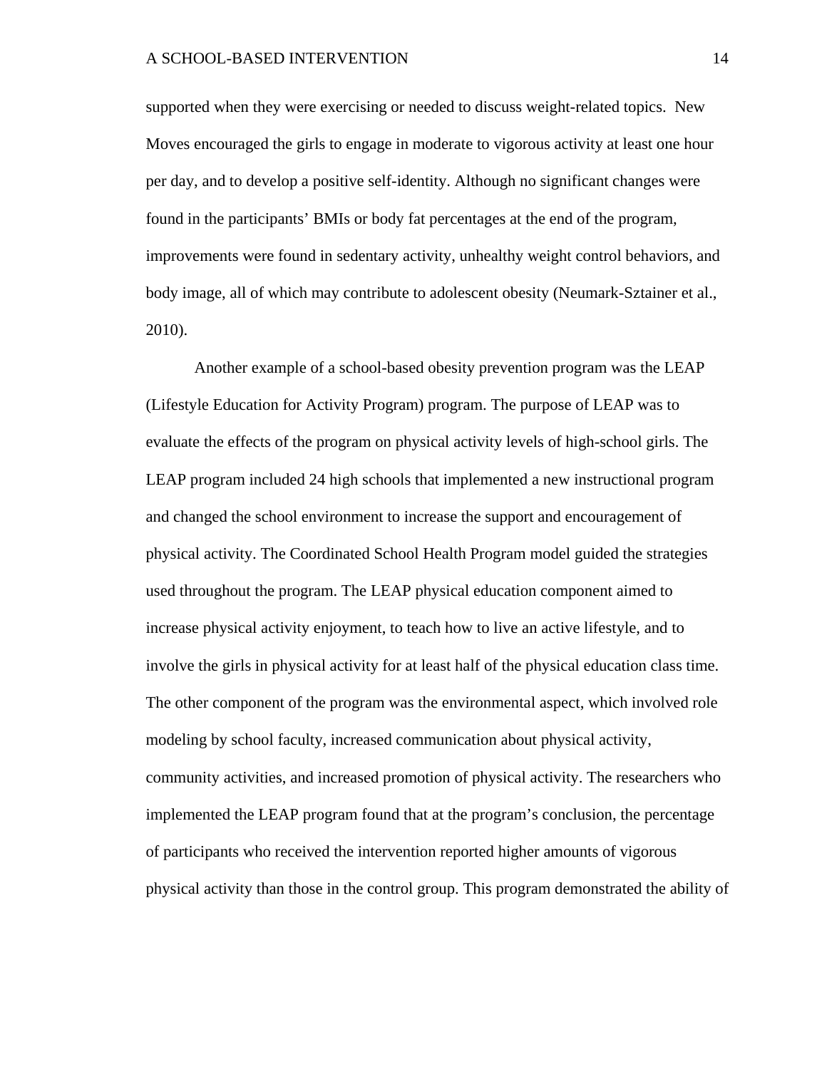supported when they were exercising or needed to discuss weight-related topics. New Moves encouraged the girls to engage in moderate to vigorous activity at least one hour per day, and to develop a positive self-identity. Although no significant changes were found in the participants' BMIs or body fat percentages at the end of the program, improvements were found in sedentary activity, unhealthy weight control behaviors, and body image, all of which may contribute to adolescent obesity (Neumark-Sztainer et al., 2010).

Another example of a school-based obesity prevention program was the LEAP (Lifestyle Education for Activity Program) program. The purpose of LEAP was to evaluate the effects of the program on physical activity levels of high-school girls. The LEAP program included 24 high schools that implemented a new instructional program and changed the school environment to increase the support and encouragement of physical activity. The Coordinated School Health Program model guided the strategies used throughout the program. The LEAP physical education component aimed to increase physical activity enjoyment, to teach how to live an active lifestyle, and to involve the girls in physical activity for at least half of the physical education class time. The other component of the program was the environmental aspect, which involved role modeling by school faculty, increased communication about physical activity, community activities, and increased promotion of physical activity. The researchers who implemented the LEAP program found that at the program's conclusion, the percentage of participants who received the intervention reported higher amounts of vigorous physical activity than those in the control group. This program demonstrated the ability of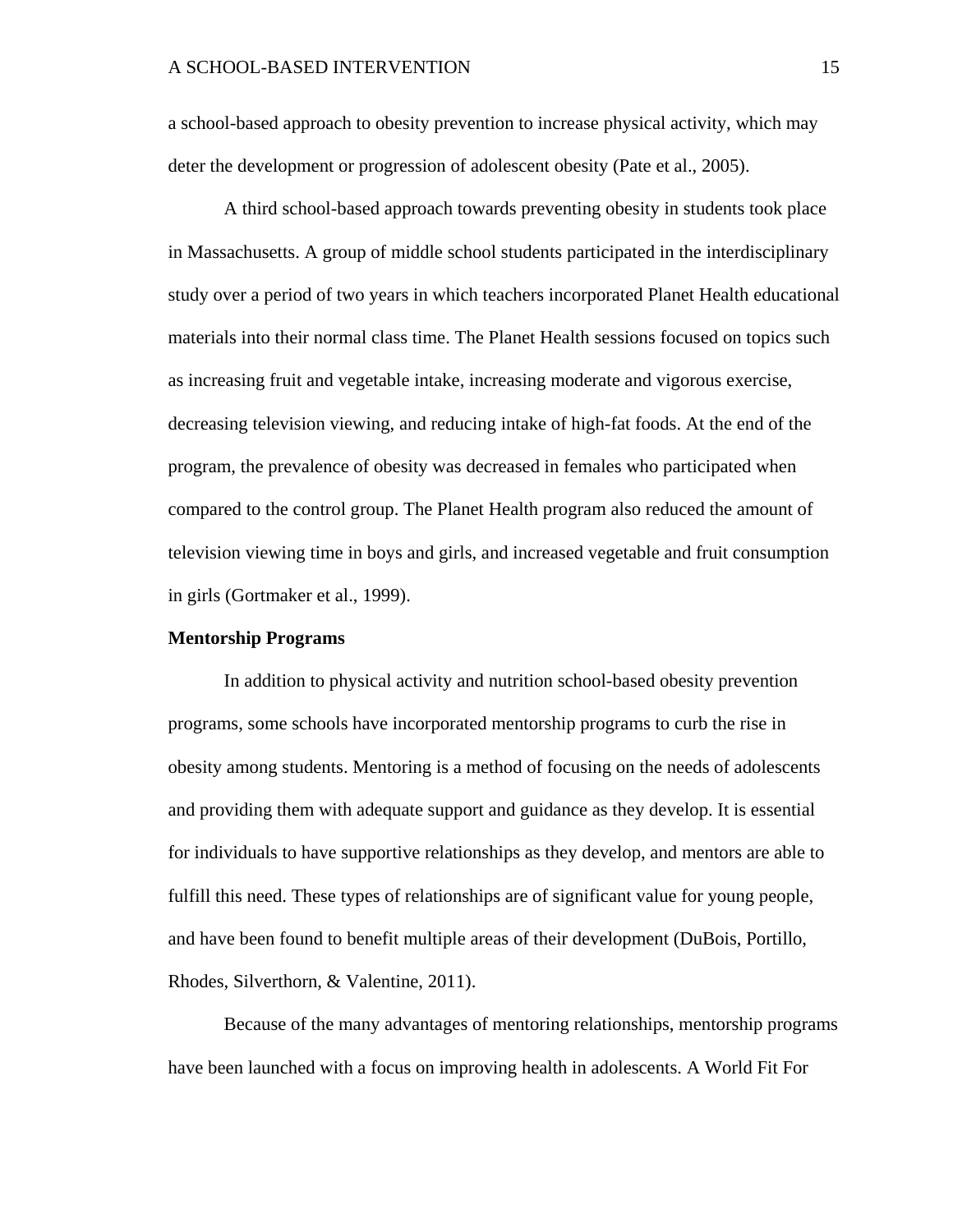a school-based approach to obesity prevention to increase physical activity, which may deter the development or progression of adolescent obesity (Pate et al., 2005).

A third school-based approach towards preventing obesity in students took place in Massachusetts. A group of middle school students participated in the interdisciplinary study over a period of two years in which teachers incorporated Planet Health educational materials into their normal class time. The Planet Health sessions focused on topics such as increasing fruit and vegetable intake, increasing moderate and vigorous exercise, decreasing television viewing, and reducing intake of high-fat foods. At the end of the program, the prevalence of obesity was decreased in females who participated when compared to the control group. The Planet Health program also reduced the amount of television viewing time in boys and girls, and increased vegetable and fruit consumption in girls (Gortmaker et al., 1999).

**Mentorship Programs**

In addition to physical activity and nutrition school-based obesity prevention programs, some schools have incorporated mentorship programs to curb the rise in obesity among students. Mentoring is a method of focusing on the needs of adolescents and providing them with adequate support and guidance as they develop. It is essential for individuals to have supportive relationships as they develop, and mentors are able to fulfill this need. These types of relationships are of significant value for young people, and have been found to benefit multiple areas of their development (DuBois, Portillo, Rhodes, Silverthorn, & Valentine, 2011).

Because of the many advantages of mentoring relationships, mentorship programs have been launched with a focus on improving health in adolescents. A World Fit For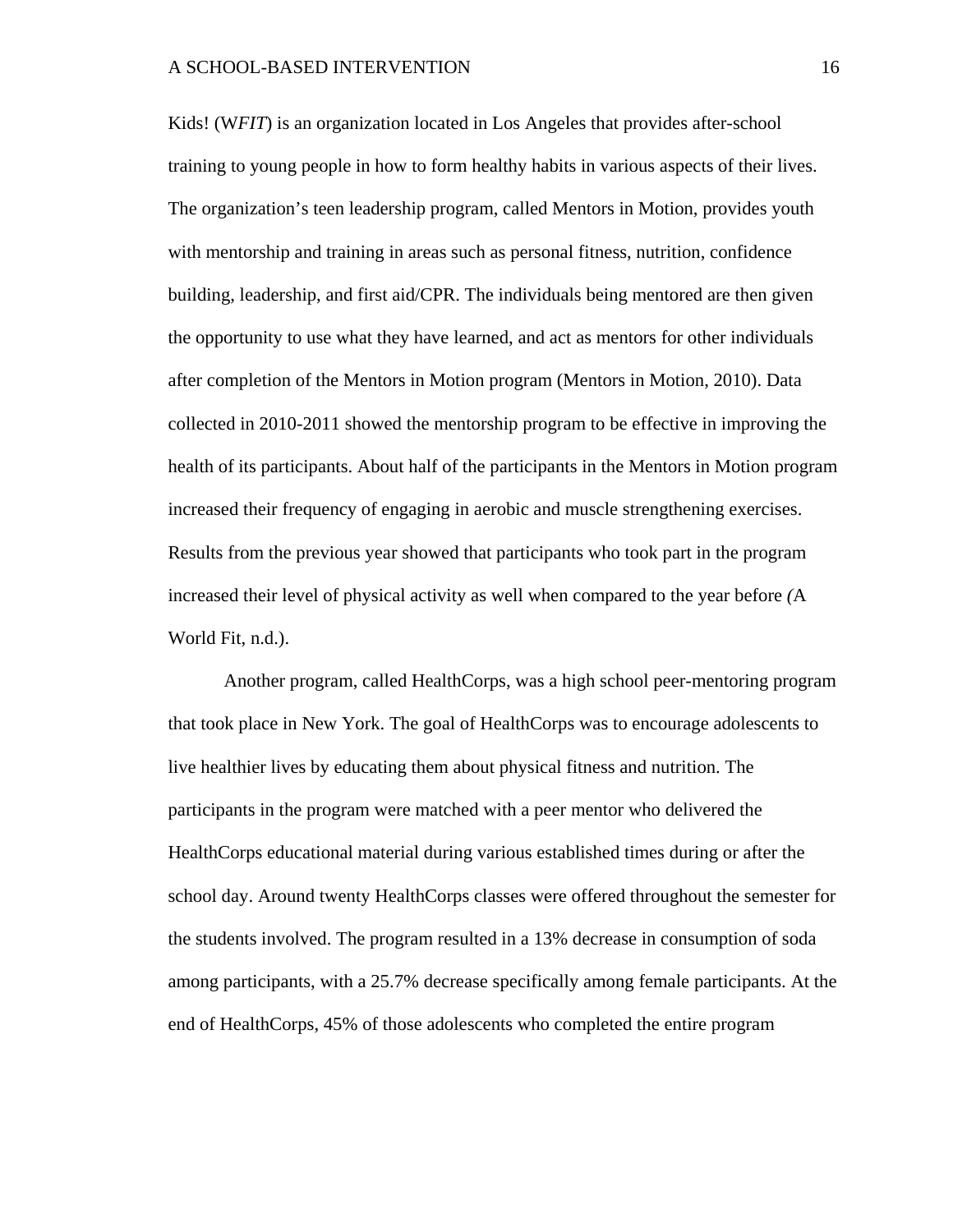Kids! (W*FIT*) is an organization located in Los Angeles that provides after-school training to young people in how to form healthy habits in various aspects of their lives. The organization's teen leadership program, called Mentors in Motion, provides youth with mentorship and training in areas such as personal fitness, nutrition, confidence building, leadership, and first aid/CPR. The individuals being mentored are then given the opportunity to use what they have learned, and act as mentors for other individuals after completion of the Mentors in Motion program (Mentors in Motion, 2010). Data collected in 2010-2011 showed the mentorship program to be effective in improving the health of its participants. About half of the participants in the Mentors in Motion program increased their frequency of engaging in aerobic and muscle strengthening exercises. Results from the previous year showed that participants who took part in the program increased their level of physical activity as well when compared to the year before *(*A World Fit, n.d.).

Another program, called HealthCorps, was a high school peer-mentoring program that took place in New York. The goal of HealthCorps was to encourage adolescents to live healthier lives by educating them about physical fitness and nutrition. The participants in the program were matched with a peer mentor who delivered the HealthCorps educational material during various established times during or after the school day. Around twenty HealthCorps classes were offered throughout the semester for the students involved. The program resulted in a 13% decrease in consumption of soda among participants, with a 25.7% decrease specifically among female participants. At the end of HealthCorps, 45% of those adolescents who completed the entire program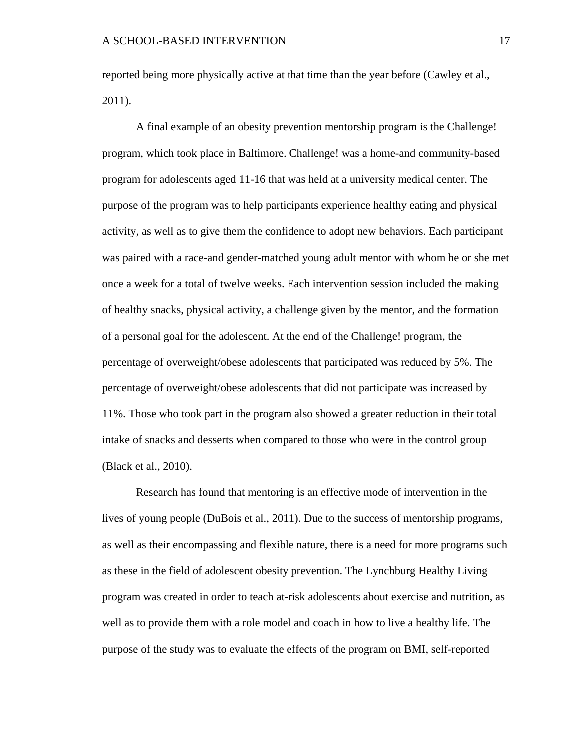reported being more physically active at that time than the year before (Cawley et al., 2011).

A final example of an obesity prevention mentorship program is the Challenge! program, which took place in Baltimore. Challenge! was a home-and community-based program for adolescents aged 11-16 that was held at a university medical center. The purpose of the program was to help participants experience healthy eating and physical activity, as well as to give them the confidence to adopt new behaviors. Each participant was paired with a race-and gender-matched young adult mentor with whom he or she met once a week for a total of twelve weeks. Each intervention session included the making of healthy snacks, physical activity, a challenge given by the mentor, and the formation of a personal goal for the adolescent. At the end of the Challenge! program, the percentage of overweight/obese adolescents that participated was reduced by 5%. The percentage of overweight/obese adolescents that did not participate was increased by 11%. Those who took part in the program also showed a greater reduction in their total intake of snacks and desserts when compared to those who were in the control group (Black et al., 2010).

Research has found that mentoring is an effective mode of intervention in the lives of young people (DuBois et al., 2011). Due to the success of mentorship programs, as well as their encompassing and flexible nature, there is a need for more programs such as these in the field of adolescent obesity prevention. The Lynchburg Healthy Living program was created in order to teach at-risk adolescents about exercise and nutrition, as well as to provide them with a role model and coach in how to live a healthy life. The purpose of the study was to evaluate the effects of the program on BMI, self-reported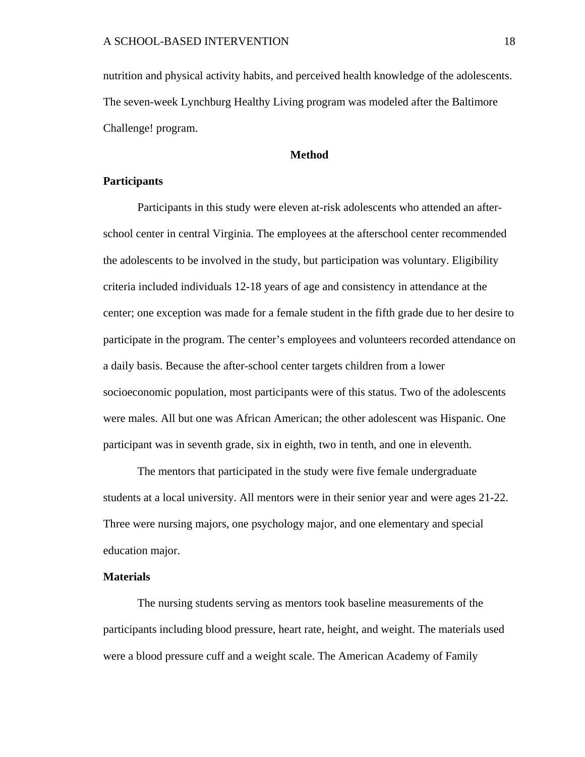nutrition and physical activity habits, and perceived health knowledge of the adolescents. The seven-week Lynchburg Healthy Living program was modeled after the Baltimore Challenge! program.

## Method

### Participants

Participants in this study were eleven at-risk adolescents who attended an after-school center in central Virginia. The employees at the afterschool center recommended the adolescents to be involved in the study, but participation was voluntary. Eligibility criteria included individuals 12-18 years of age and consistency in attendance at the center; one exception was made for a female student in the fifth grade due to her desire to participate in the program. The center's employees and volunteers recorded attendance on a daily basis. Because the after-school center targets children from a lower socioeconomic population, most participants were of this status. Two of the adolescents were males. All but one was African American; the other adolescent was Hispanic. One participant was in seventh grade, six in eighth, two in tenth, and one in eleventh.

The mentors that participated in the study were five female undergraduate students at a local university. All mentors were in their senior year and were ages 21-22. Three were nursing majors, one psychology major, and one elementary and special education major.

### Materials

The nursing students serving as mentors took baseline measurements of the participants including blood pressure, heart rate, height, and weight. The materials used were a blood pressure cuff and a weight scale. The American Academy of Family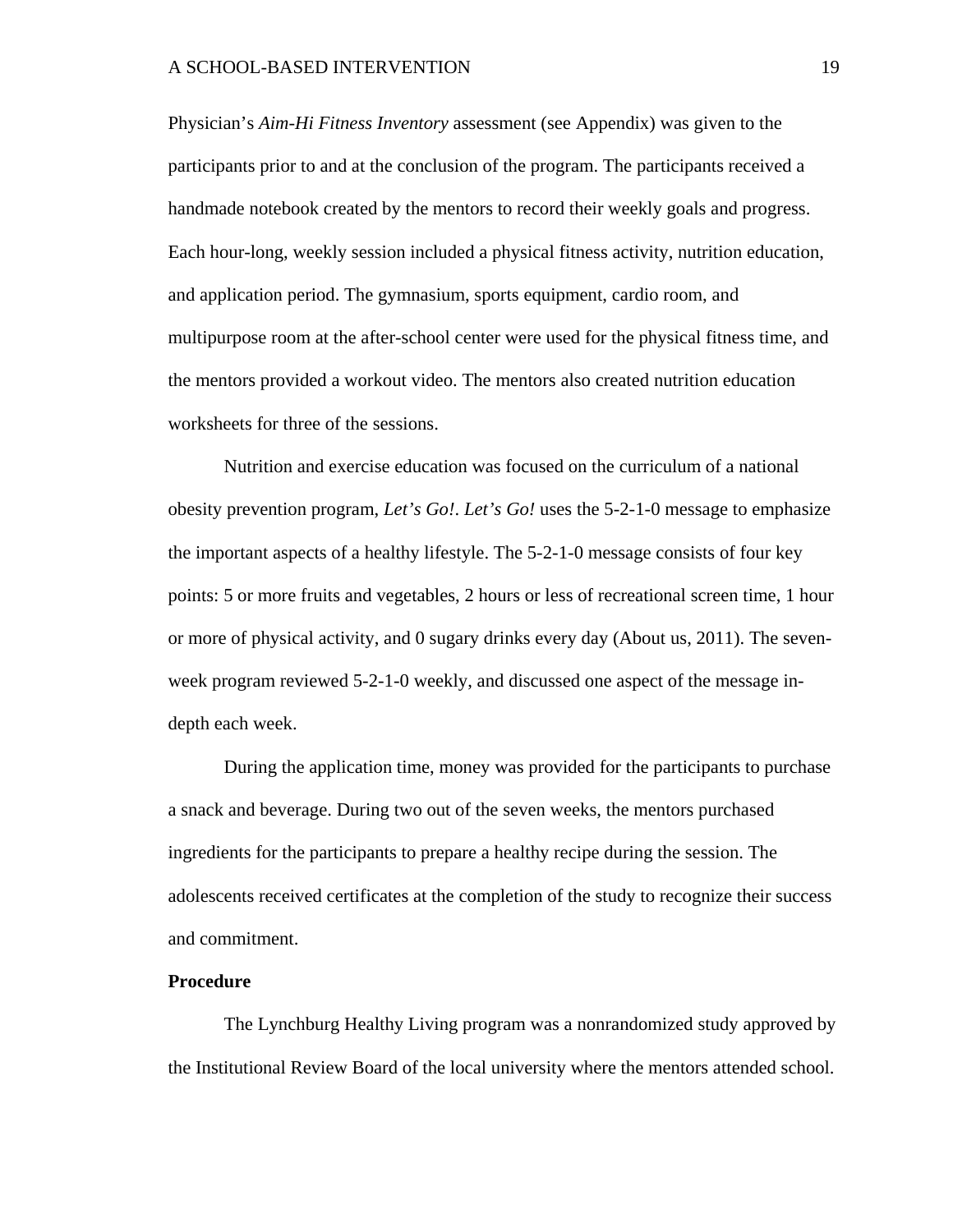Physician's *Aim-Hi Fitness Inventory* assessment (see Appendix) was given to the participants prior to and at the conclusion of the program. The participants received a handmade notebook created by the mentors to record their weekly goals and progress. Each hour-long, weekly session included a physical fitness activity, nutrition education, and application period. The gymnasium, sports equipment, cardio room, and multipurpose room at the after-school center were used for the physical fitness time, and the mentors provided a workout video. The mentors also created nutrition education worksheets for three of the sessions.

Nutrition and exercise education was focused on the curriculum of a national obesity prevention program, *Let's Go!*. *Let's Go!* uses the 5-2-1-0 message to emphasize the important aspects of a healthy lifestyle. The 5-2-1-0 message consists of four key points: 5 or more fruits and vegetables, 2 hours or less of recreational screen time, 1 hour or more of physical activity, and 0 sugary drinks every day (About us, 2011). The seven-week program reviewed 5-2-1-0 weekly, and discussed one aspect of the message in-depth each week.

During the application time, money was provided for the participants to purchase a snack and beverage. During two out of the seven weeks, the mentors purchased ingredients for the participants to prepare a healthy recipe during the session. The adolescents received certificates at the completion of the study to recognize their success and commitment.

**Procedure**

The Lynchburg Healthy Living program was a nonrandomized study approved by the Institutional Review Board of the local university where the mentors attended school.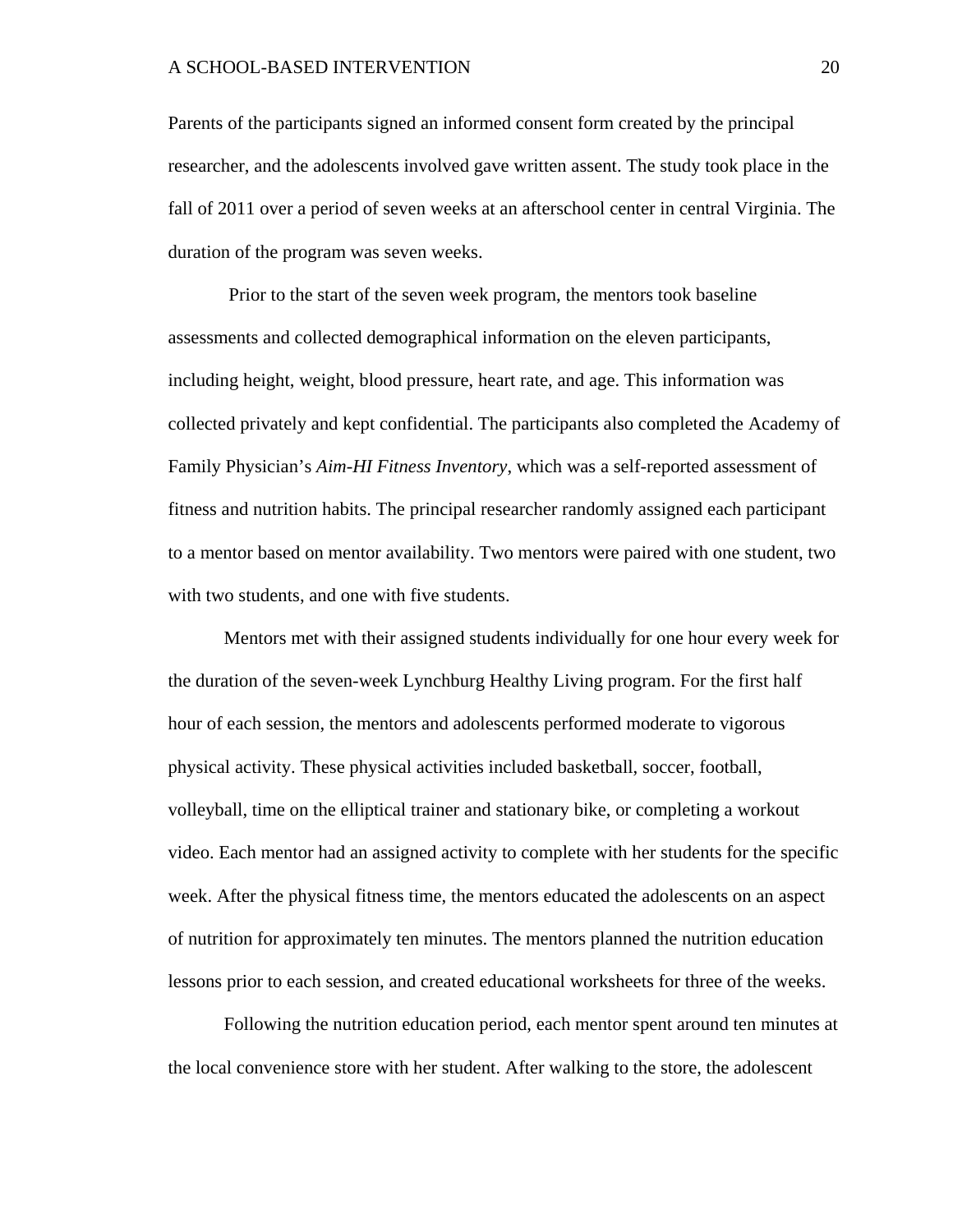Parents of the participants signed an informed consent form created by the principal researcher, and the adolescents involved gave written assent. The study took place in the fall of 2011 over a period of seven weeks at an afterschool center in central Virginia. The duration of the program was seven weeks.

Prior to the start of the seven week program, the mentors took baseline assessments and collected demographical information on the eleven participants, including height, weight, blood pressure, heart rate, and age. This information was collected privately and kept confidential. The participants also completed the Academy of Family Physician's *Aim-HI Fitness Inventory*, which was a self-reported assessment of fitness and nutrition habits. The principal researcher randomly assigned each participant to a mentor based on mentor availability. Two mentors were paired with one student, two with two students, and one with five students.

Mentors met with their assigned students individually for one hour every week for the duration of the seven-week Lynchburg Healthy Living program. For the first half hour of each session, the mentors and adolescents performed moderate to vigorous physical activity. These physical activities included basketball, soccer, football, volleyball, time on the elliptical trainer and stationary bike, or completing a workout video. Each mentor had an assigned activity to complete with her students for the specific week. After the physical fitness time, the mentors educated the adolescents on an aspect of nutrition for approximately ten minutes. The mentors planned the nutrition education lessons prior to each session, and created educational worksheets for three of the weeks.

Following the nutrition education period, each mentor spent around ten minutes at the local convenience store with her student. After walking to the store, the adolescent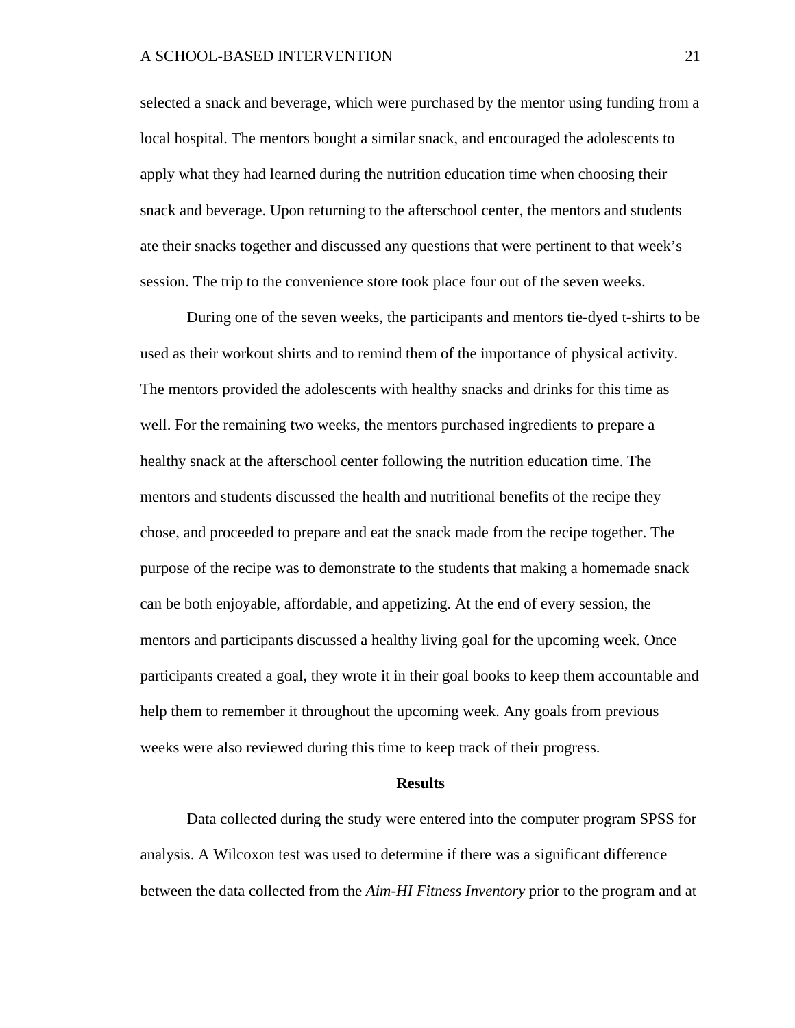selected a snack and beverage, which were purchased by the mentor using funding from a local hospital. The mentors bought a similar snack, and encouraged the adolescents to apply what they had learned during the nutrition education time when choosing their snack and beverage. Upon returning to the afterschool center, the mentors and students ate their snacks together and discussed any questions that were pertinent to that week's session. The trip to the convenience store took place four out of the seven weeks.

During one of the seven weeks, the participants and mentors tie-dyed t-shirts to be used as their workout shirts and to remind them of the importance of physical activity. The mentors provided the adolescents with healthy snacks and drinks for this time as well. For the remaining two weeks, the mentors purchased ingredients to prepare a healthy snack at the afterschool center following the nutrition education time. The mentors and students discussed the health and nutritional benefits of the recipe they chose, and proceeded to prepare and eat the snack made from the recipe together. The purpose of the recipe was to demonstrate to the students that making a homemade snack can be both enjoyable, affordable, and appetizing. At the end of every session, the mentors and participants discussed a healthy living goal for the upcoming week. Once participants created a goal, they wrote it in their goal books to keep them accountable and help them to remember it throughout the upcoming week. Any goals from previous weeks were also reviewed during this time to keep track of their progress.

## Results

Data collected during the study were entered into the computer program SPSS for analysis. A Wilcoxon test was used to determine if there was a significant difference between the data collected from the *Aim-HI Fitness Inventory* prior to the program and at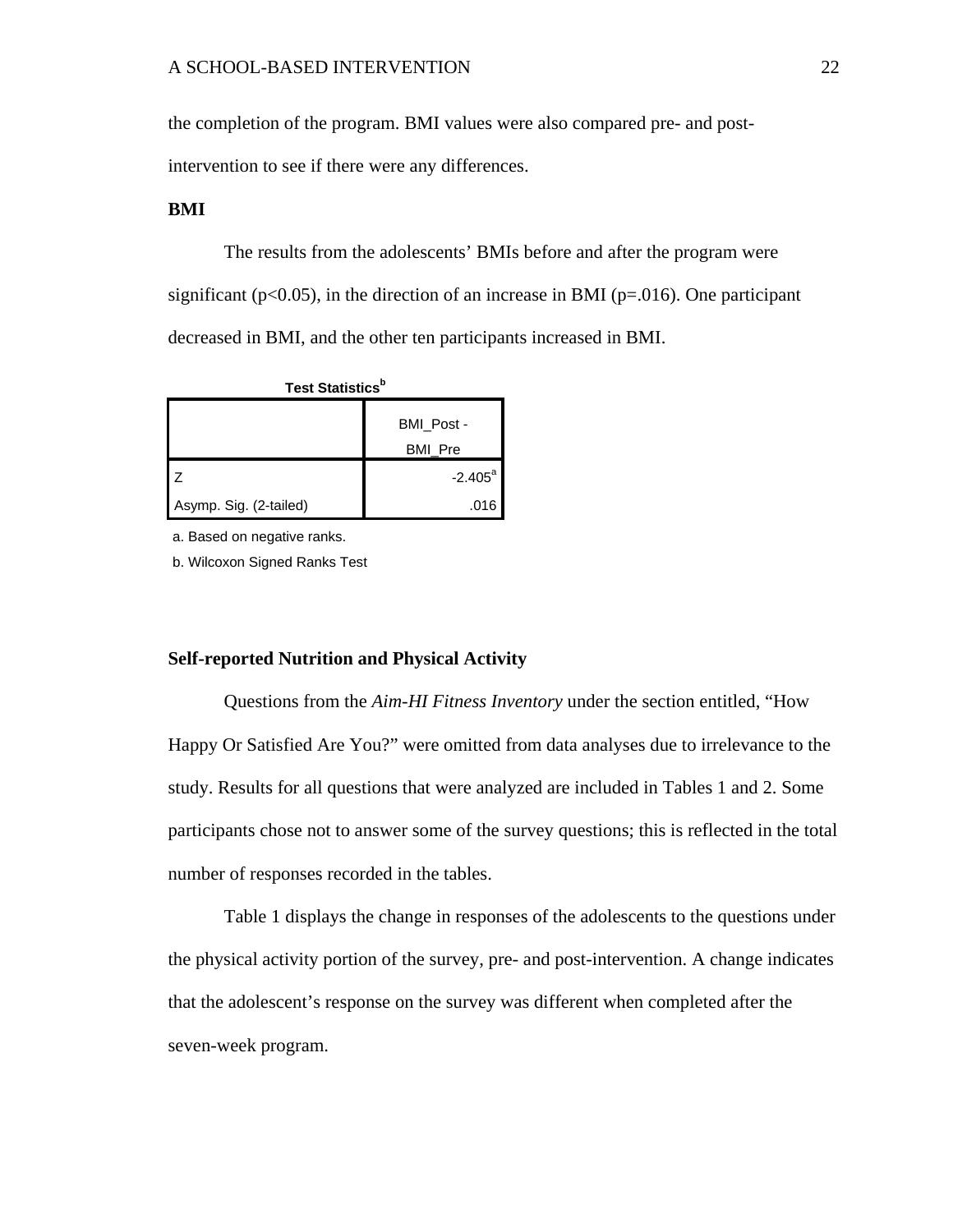the completion of the program. BMI values were also compared pre- and post-intervention to see if there were any differences.

**BMI**

The results from the adolescents' BMIs before and after the program were significant ($p<0.05$), in the direction of an increase in BMI ($p=.016$). One participant decreased in BMI, and the other ten participants increased in BMI.

**Test Statistics**[b]

| | BMI_Post - BMI_Pre |
|---|---|
| Z | -2.405[a] |
| Asymp. Sig. (2-tailed) | .016 |

a. Based on negative ranks.

b. Wilcoxon Signed Ranks Test

**Self-reported Nutrition and Physical Activity**

Questions from the *Aim-HI Fitness Inventory* under the section entitled, "How Happy Or Satisfied Are You?" were omitted from data analyses due to irrelevance to the study. Results for all questions that were analyzed are included in Tables 1 and 2. Some participants chose not to answer some of the survey questions; this is reflected in the total number of responses recorded in the tables.

Table 1 displays the change in responses of the adolescents to the questions under the physical activity portion of the survey, pre- and post-intervention. A change indicates that the adolescent's response on the survey was different when completed after the seven-week program.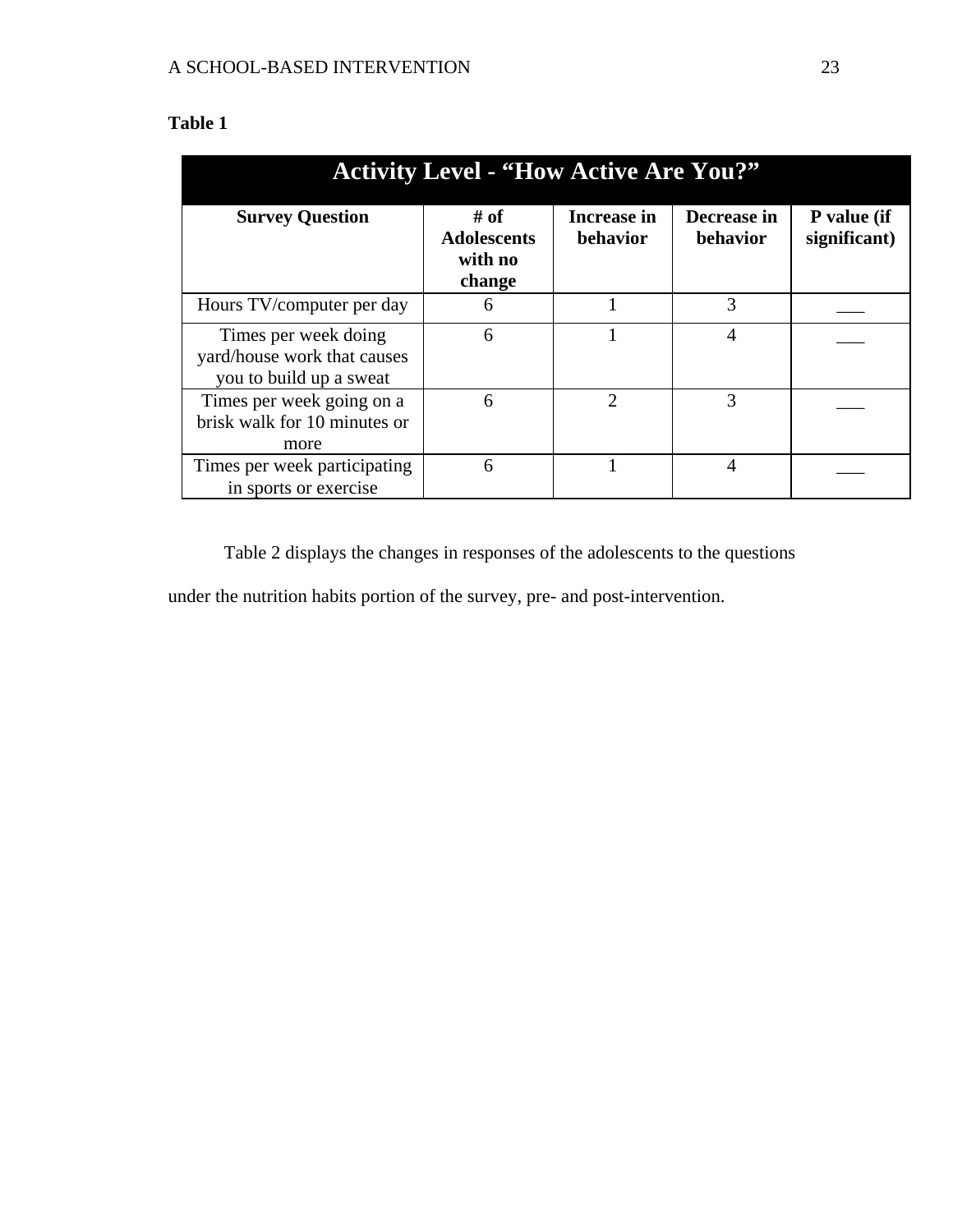**Table 1**

| Activity Level - "How Active Are You?" | | | | |
|---|---|---|---|---|
| **Survey Question** | **# of Adolescents with no change** | **Increase in behavior** | **Decrease in behavior** | **P value (if significant)** |
| Hours TV/computer per day | 6 | 1 | 3 | ___ |
| Times per week doing yard/house work that causes you to build up a sweat | 6 | 1 | 4 | ___ |
| Times per week going on a brisk walk for 10 minutes or more | 6 | 2 | 3 | ___ |
| Times per week participating in sports or exercise | 6 | 1 | 4 | ___ |

Table 2 displays the changes in responses of the adolescents to the questions under the nutrition habits portion of the survey, pre- and post-intervention.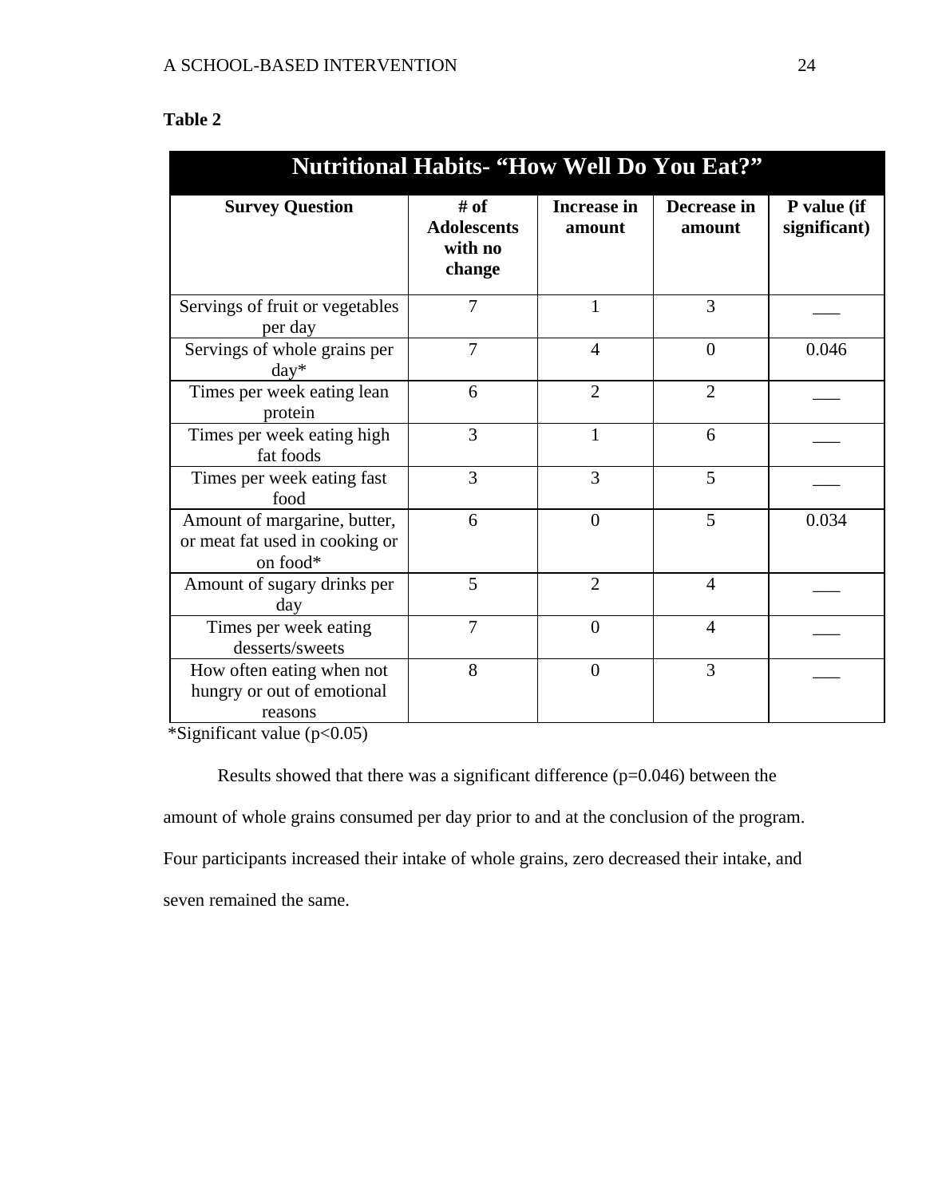**Table 2**

| Nutritional Habits- "How Well Do You Eat?" | | | | |
|---|---|---|---|---|
| **Survey Question** | **# of Adolescents with no change** | **Increase in amount** | **Decrease in amount** | **P value (if significant)** |
| Servings of fruit or vegetables per day | 7 | 1 | 3 | ___ |
| Servings of whole grains per day* | 7 | 4 | 0 | 0.046 |
| Times per week eating lean protein | 6 | 2 | 2 | ___ |
| Times per week eating high fat foods | 3 | 1 | 6 | ___ |
| Times per week eating fast food | 3 | 3 | 5 | ___ |
| Amount of margarine, butter, or meat fat used in cooking or on food* | 6 | 0 | 5 | 0.034 |
| Amount of sugary drinks per day | 5 | 2 | 4 | ___ |
| Times per week eating desserts/sweets | 7 | 0 | 4 | ___ |
| How often eating when not hungry or out of emotional reasons | 8 | 0 | 3 | ___ |

*Significant value ($p<0.05$)

Results showed that there was a significant difference ($p=0.046$) between the amount of whole grains consumed per day prior to and at the conclusion of the program. Four participants increased their intake of whole grains, zero decreased their intake, and seven remained the same.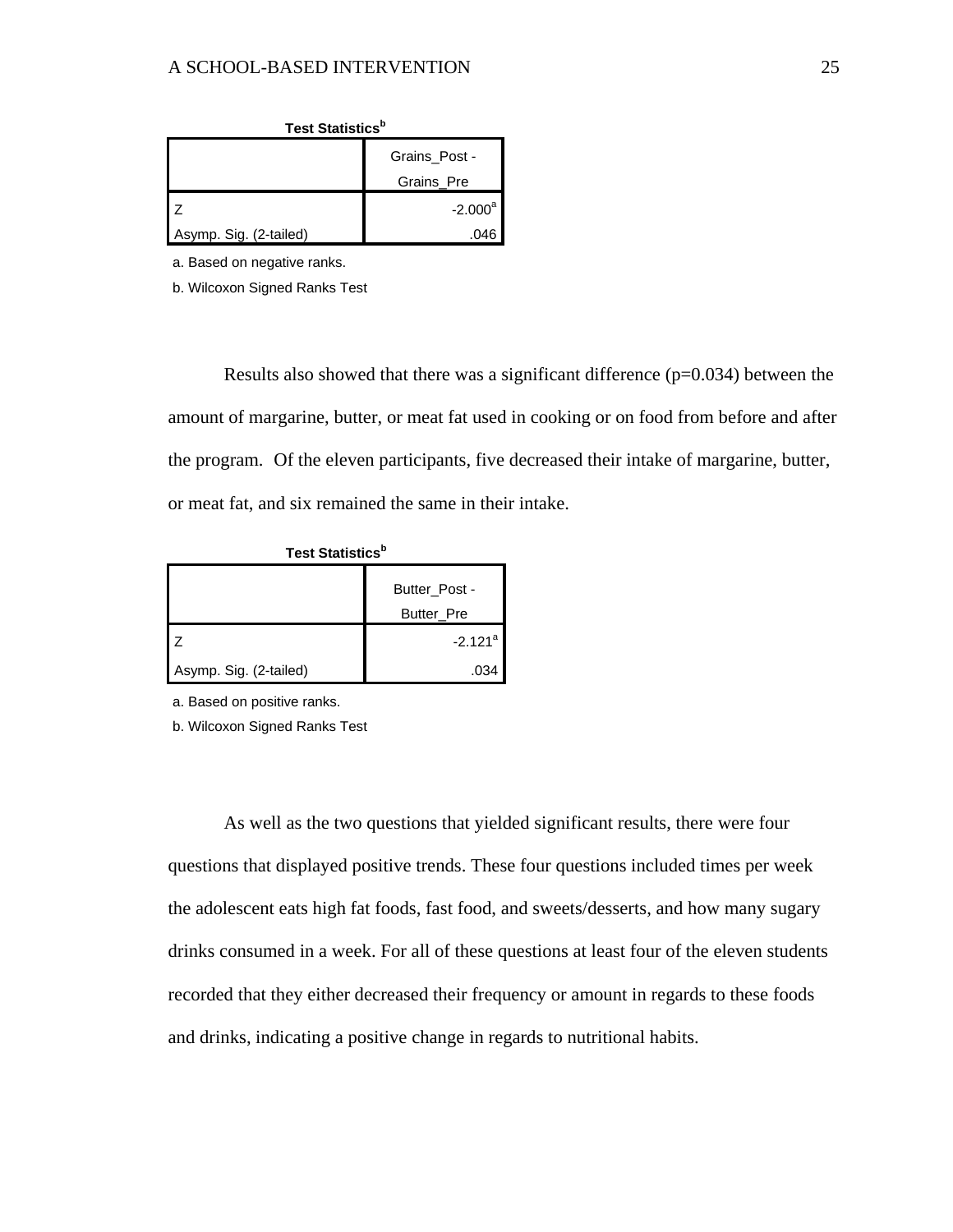**Test Statistics[b]**

| | Grains_Post - Grains_Pre |
|---|---|
| Z | -2.000[a] |
| Asymp. Sig. (2-tailed) | .046 |

a. Based on negative ranks.

b. Wilcoxon Signed Ranks Test

Results also showed that there was a significant difference (p=0.034) between the amount of margarine, butter, or meat fat used in cooking or on food from before and after the program. Of the eleven participants, five decreased their intake of margarine, butter, or meat fat, and six remained the same in their intake.

**Test Statistics[b]**

| | Butter_Post - Butter_Pre |
|---|---|
| Z | -2.121[a] |
| Asymp. Sig. (2-tailed) | .034 |

a. Based on positive ranks.

b. Wilcoxon Signed Ranks Test

As well as the two questions that yielded significant results, there were four questions that displayed positive trends. These four questions included times per week the adolescent eats high fat foods, fast food, and sweets/desserts, and how many sugary drinks consumed in a week. For all of these questions at least four of the eleven students recorded that they either decreased their frequency or amount in regards to these foods and drinks, indicating a positive change in regards to nutritional habits.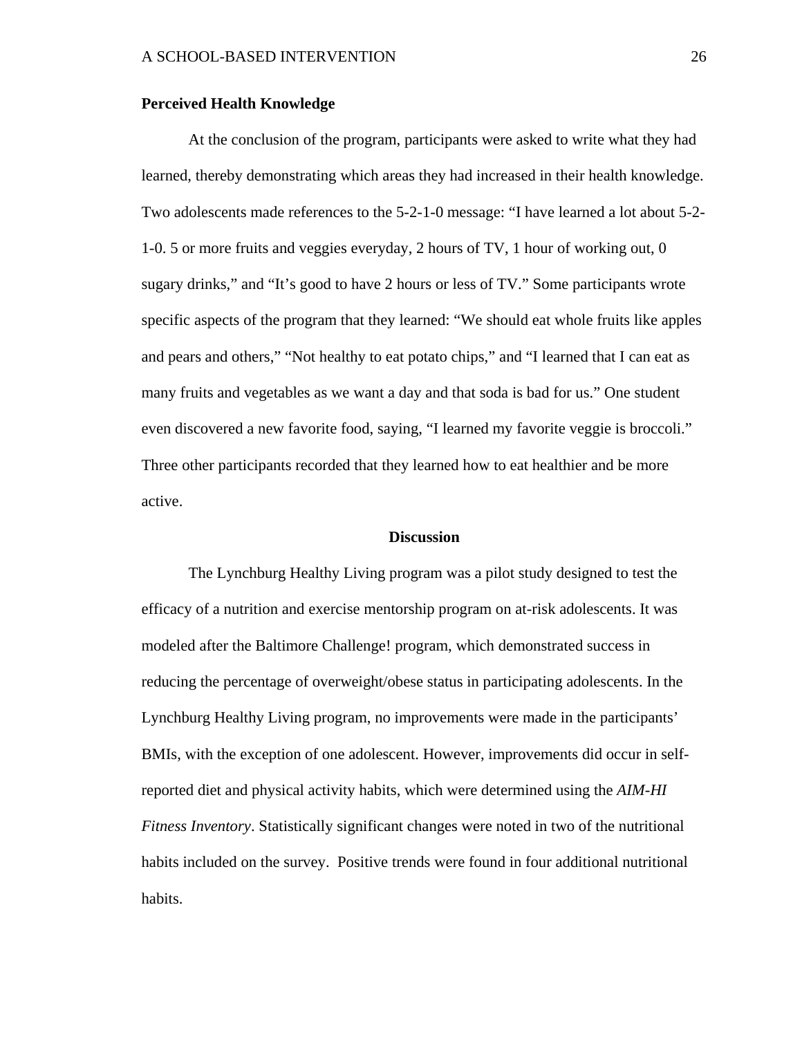**Perceived Health Knowledge**

At the conclusion of the program, participants were asked to write what they had learned, thereby demonstrating which areas they had increased in their health knowledge. Two adolescents made references to the 5-2-1-0 message: “I have learned a lot about 5-2-1-0. 5 or more fruits and veggies everyday, 2 hours of TV, 1 hour of working out, 0 sugary drinks,” and “It’s good to have 2 hours or less of TV.” Some participants wrote specific aspects of the program that they learned: “We should eat whole fruits like apples and pears and others,” “Not healthy to eat potato chips,” and “I learned that I can eat as many fruits and vegetables as we want a day and that soda is bad for us.” One student even discovered a new favorite food, saying, “I learned my favorite veggie is broccoli.” Three other participants recorded that they learned how to eat healthier and be more active.

## Discussion

The Lynchburg Healthy Living program was a pilot study designed to test the efficacy of a nutrition and exercise mentorship program on at-risk adolescents. It was modeled after the Baltimore Challenge! program, which demonstrated success in reducing the percentage of overweight/obese status in participating adolescents. In the Lynchburg Healthy Living program, no improvements were made in the participants’ BMIs, with the exception of one adolescent. However, improvements did occur in self-reported diet and physical activity habits, which were determined using the *AIM-HI Fitness Inventory*. Statistically significant changes were noted in two of the nutritional habits included on the survey. Positive trends were found in four additional nutritional habits.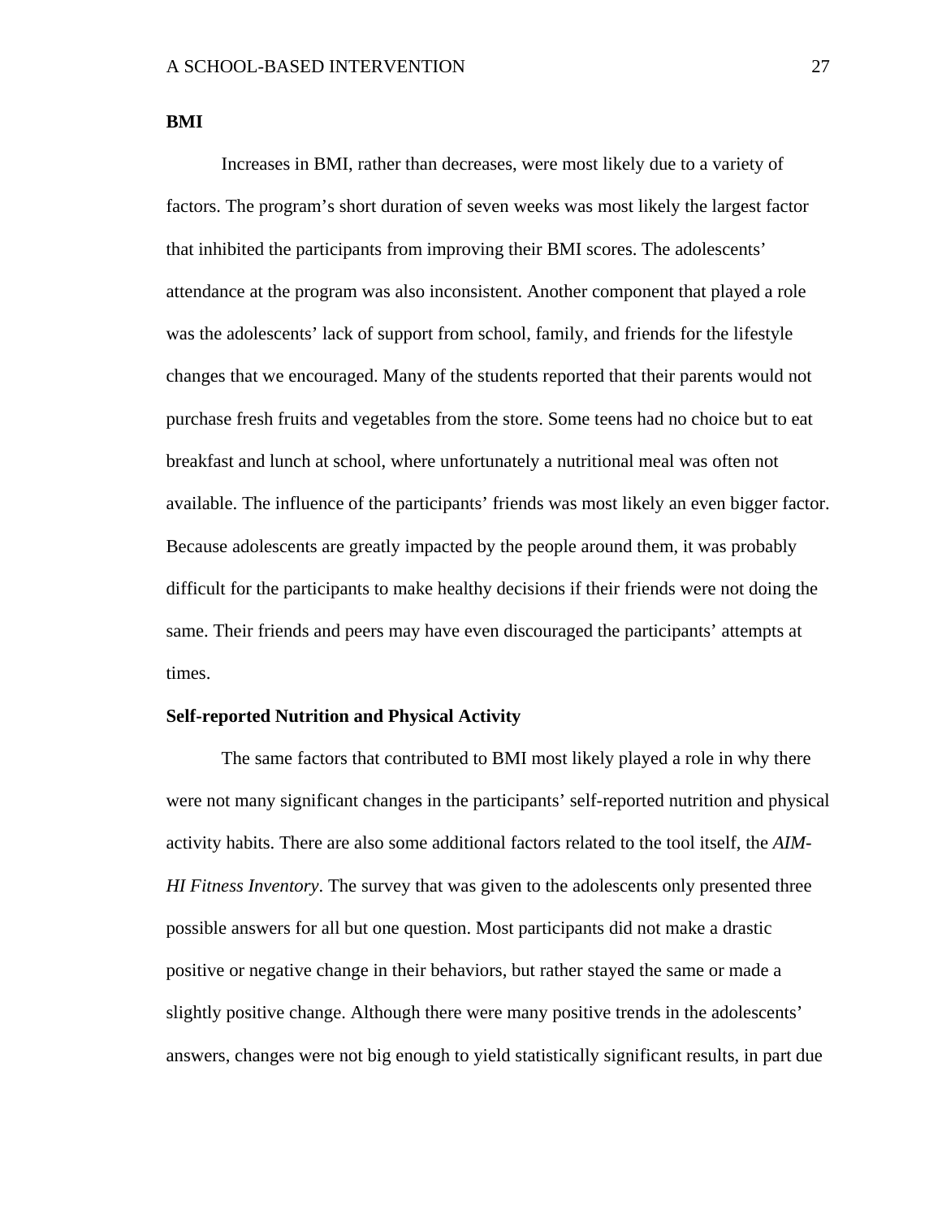**BMI**

Increases in BMI, rather than decreases, were most likely due to a variety of factors. The program's short duration of seven weeks was most likely the largest factor that inhibited the participants from improving their BMI scores. The adolescents' attendance at the program was also inconsistent. Another component that played a role was the adolescents' lack of support from school, family, and friends for the lifestyle changes that we encouraged. Many of the students reported that their parents would not purchase fresh fruits and vegetables from the store. Some teens had no choice but to eat breakfast and lunch at school, where unfortunately a nutritional meal was often not available. The influence of the participants' friends was most likely an even bigger factor. Because adolescents are greatly impacted by the people around them, it was probably difficult for the participants to make healthy decisions if their friends were not doing the same. Their friends and peers may have even discouraged the participants' attempts at times.

**Self-reported Nutrition and Physical Activity**

The same factors that contributed to BMI most likely played a role in why there were not many significant changes in the participants' self-reported nutrition and physical activity habits. There are also some additional factors related to the tool itself, the *AIM-HI Fitness Inventory*. The survey that was given to the adolescents only presented three possible answers for all but one question. Most participants did not make a drastic positive or negative change in their behaviors, but rather stayed the same or made a slightly positive change. Although there were many positive trends in the adolescents' answers, changes were not big enough to yield statistically significant results, in part due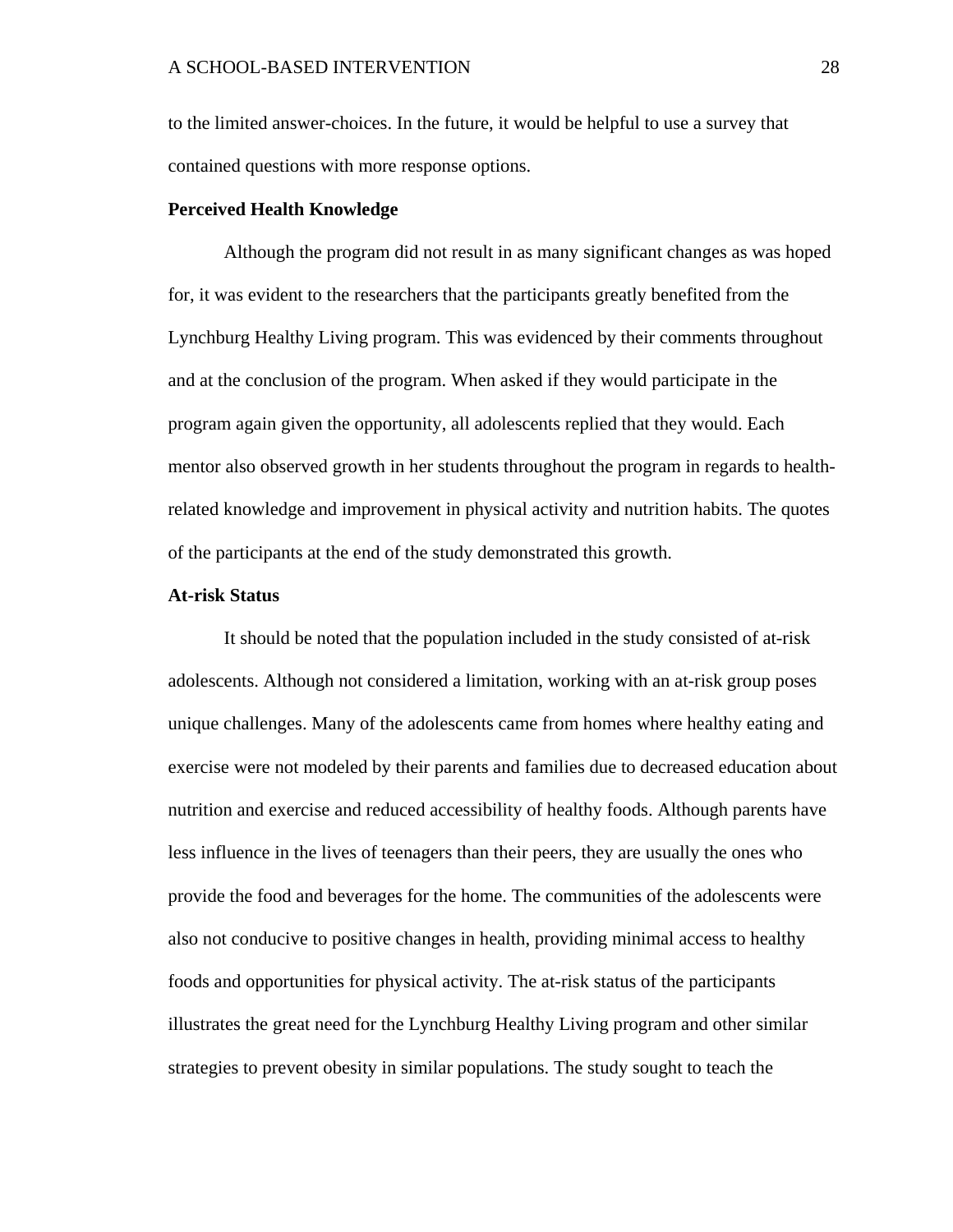to the limited answer-choices. In the future, it would be helpful to use a survey that contained questions with more response options.

**Perceived Health Knowledge**

Although the program did not result in as many significant changes as was hoped for, it was evident to the researchers that the participants greatly benefited from the Lynchburg Healthy Living program. This was evidenced by their comments throughout and at the conclusion of the program. When asked if they would participate in the program again given the opportunity, all adolescents replied that they would. Each mentor also observed growth in her students throughout the program in regards to health-related knowledge and improvement in physical activity and nutrition habits. The quotes of the participants at the end of the study demonstrated this growth.

**At-risk Status**

It should be noted that the population included in the study consisted of at-risk adolescents. Although not considered a limitation, working with an at-risk group poses unique challenges. Many of the adolescents came from homes where healthy eating and exercise were not modeled by their parents and families due to decreased education about nutrition and exercise and reduced accessibility of healthy foods. Although parents have less influence in the lives of teenagers than their peers, they are usually the ones who provide the food and beverages for the home. The communities of the adolescents were also not conducive to positive changes in health, providing minimal access to healthy foods and opportunities for physical activity. The at-risk status of the participants illustrates the great need for the Lynchburg Healthy Living program and other similar strategies to prevent obesity in similar populations. The study sought to teach the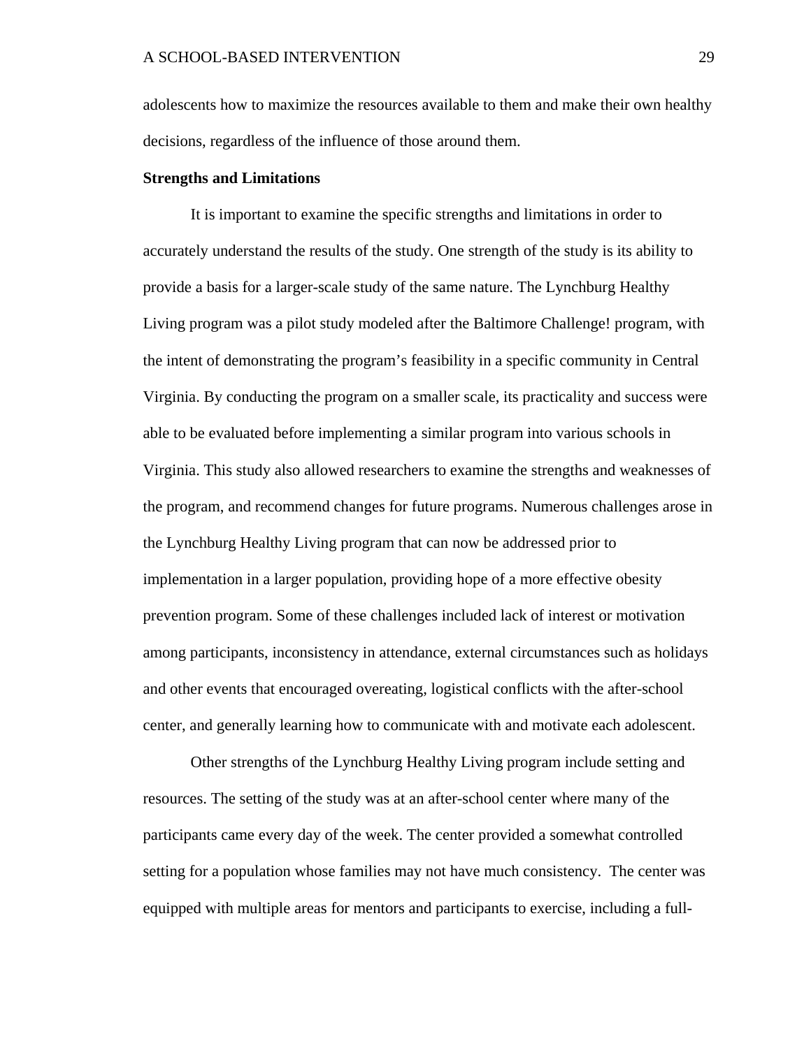adolescents how to maximize the resources available to them and make their own healthy decisions, regardless of the influence of those around them.

**Strengths and Limitations**

It is important to examine the specific strengths and limitations in order to accurately understand the results of the study. One strength of the study is its ability to provide a basis for a larger-scale study of the same nature. The Lynchburg Healthy Living program was a pilot study modeled after the Baltimore Challenge! program, with the intent of demonstrating the program's feasibility in a specific community in Central Virginia. By conducting the program on a smaller scale, its practicality and success were able to be evaluated before implementing a similar program into various schools in Virginia. This study also allowed researchers to examine the strengths and weaknesses of the program, and recommend changes for future programs. Numerous challenges arose in the Lynchburg Healthy Living program that can now be addressed prior to implementation in a larger population, providing hope of a more effective obesity prevention program. Some of these challenges included lack of interest or motivation among participants, inconsistency in attendance, external circumstances such as holidays and other events that encouraged overeating, logistical conflicts with the after-school center, and generally learning how to communicate with and motivate each adolescent.

Other strengths of the Lynchburg Healthy Living program include setting and resources. The setting of the study was at an after-school center where many of the participants came every day of the week. The center provided a somewhat controlled setting for a population whose families may not have much consistency. The center was equipped with multiple areas for mentors and participants to exercise, including a full-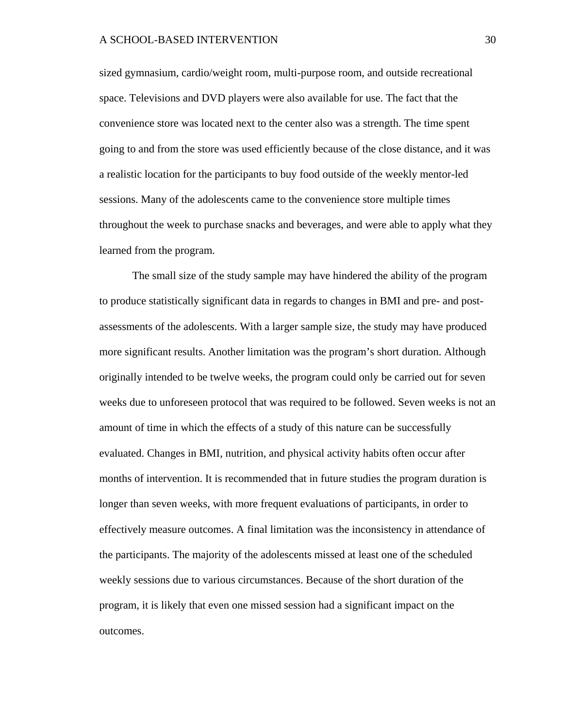sized gymnasium, cardio/weight room, multi-purpose room, and outside recreational space. Televisions and DVD players were also available for use. The fact that the convenience store was located next to the center also was a strength. The time spent going to and from the store was used efficiently because of the close distance, and it was a realistic location for the participants to buy food outside of the weekly mentor-led sessions. Many of the adolescents came to the convenience store multiple times throughout the week to purchase snacks and beverages, and were able to apply what they learned from the program.

The small size of the study sample may have hindered the ability of the program to produce statistically significant data in regards to changes in BMI and pre- and post-assessments of the adolescents. With a larger sample size, the study may have produced more significant results. Another limitation was the program's short duration. Although originally intended to be twelve weeks, the program could only be carried out for seven weeks due to unforeseen protocol that was required to be followed. Seven weeks is not an amount of time in which the effects of a study of this nature can be successfully evaluated. Changes in BMI, nutrition, and physical activity habits often occur after months of intervention. It is recommended that in future studies the program duration is longer than seven weeks, with more frequent evaluations of participants, in order to effectively measure outcomes. A final limitation was the inconsistency in attendance of the participants. The majority of the adolescents missed at least one of the scheduled weekly sessions due to various circumstances. Because of the short duration of the program, it is likely that even one missed session had a significant impact on the outcomes.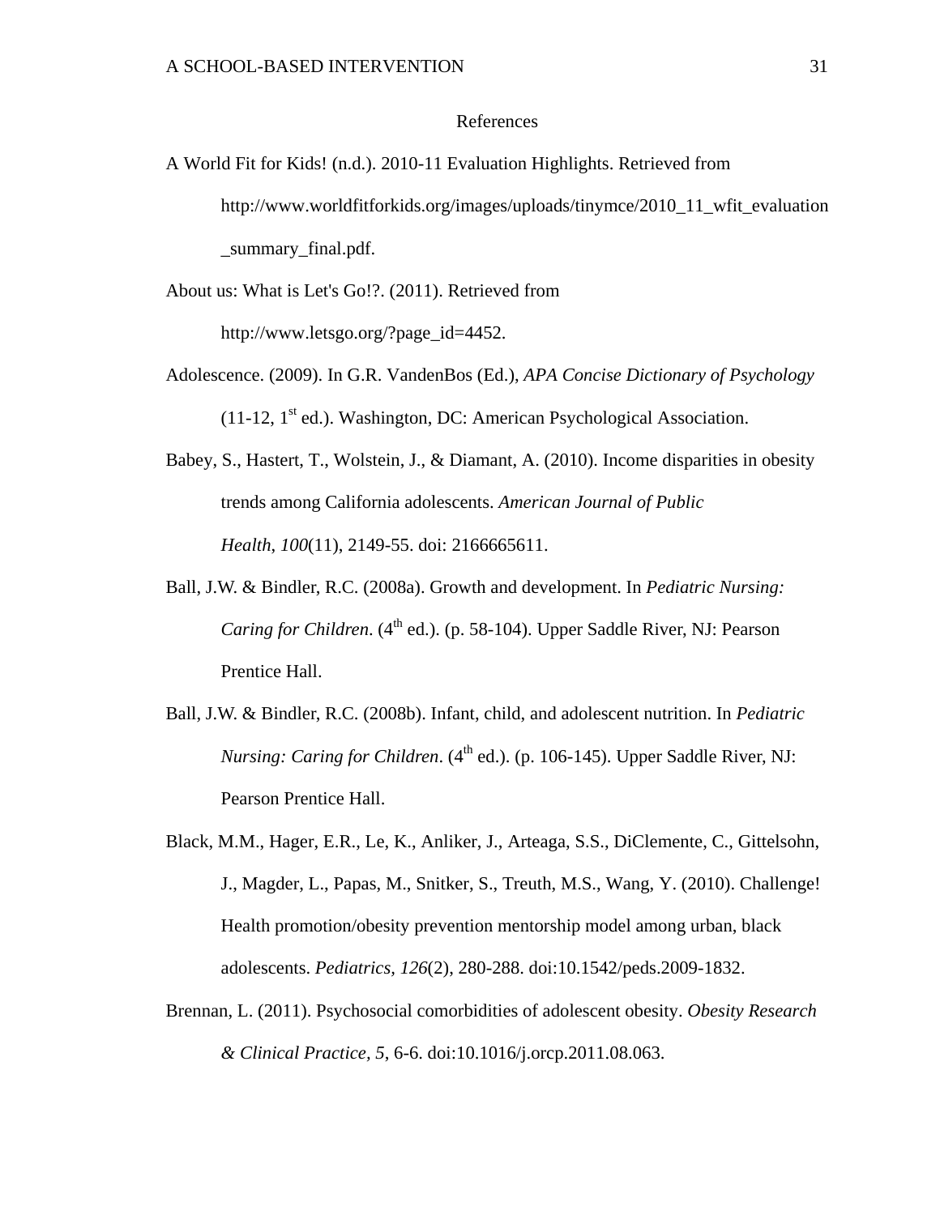# References

A World Fit for Kids! (n.d.). 2010-11 Evaluation Highlights. Retrieved from http://www.worldfitforkids.org/images/uploads/tinymce/2010_11_wfit_evaluation_summary_final.pdf.

About us: What is Let's Go!?. (2011). Retrieved from http://www.letsgo.org/?page_id=4452.

Adolescence. (2009). In G.R. VandenBos (Ed.), *APA Concise Dictionary of Psychology* (11-12, 1st ed.). Washington, DC: American Psychological Association.

Babey, S., Hastert, T., Wolstein, J., & Diamant, A. (2010). Income disparities in obesity trends among California adolescents. *American Journal of Public Health*, *100*(11), 2149-55. doi: 2166665611.

Ball, J.W. & Bindler, R.C. (2008a). Growth and development. In *Pediatric Nursing: Caring for Children*. (4th ed.). (p. 58-104). Upper Saddle River, NJ: Pearson Prentice Hall.

Ball, J.W. & Bindler, R.C. (2008b). Infant, child, and adolescent nutrition. In *Pediatric Nursing: Caring for Children*. (4th ed.). (p. 106-145). Upper Saddle River, NJ: Pearson Prentice Hall.

Black, M.M., Hager, E.R., Le, K., Anliker, J., Arteaga, S.S., DiClemente, C., Gittelsohn, J., Magder, L., Papas, M., Snitker, S., Treuth, M.S., Wang, Y. (2010). Challenge! Health promotion/obesity prevention mentorship model among urban, black adolescents. *Pediatrics*, *126*(2), 280-288. doi:10.1542/peds.2009-1832.

Brennan, L. (2011). Psychosocial comorbidities of adolescent obesity. *Obesity Research & Clinical Practice, 5*, 6-6. doi:10.1016/j.orcp.2011.08.063.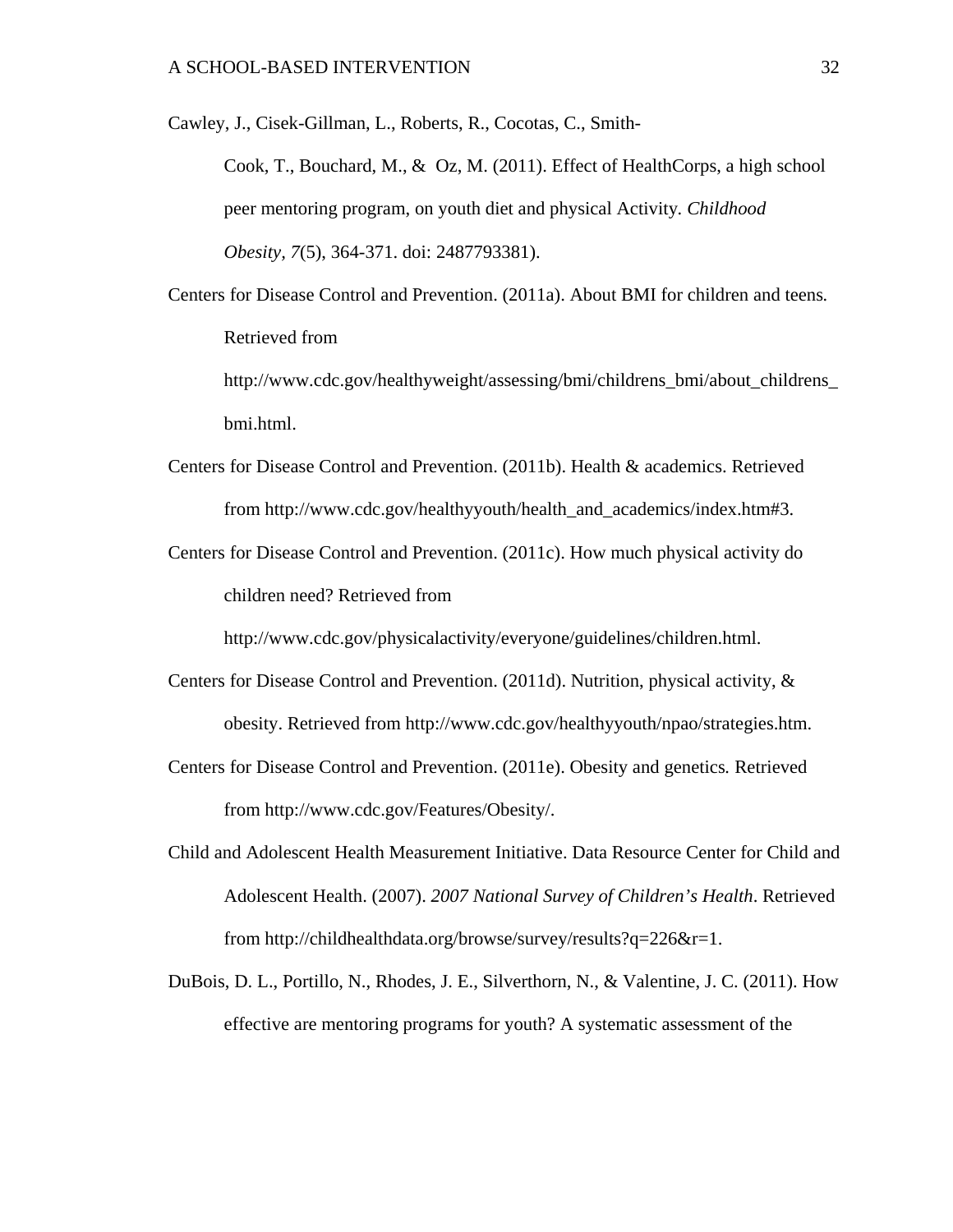Cawley, J., Cisek-Gillman, L., Roberts, R., Cocotas, C., Smith-Cook, T., Bouchard, M., & Oz, M. (2011). Effect of HealthCorps, a high school peer mentoring program, on youth diet and physical Activity. *Childhood Obesity*, *7*(5), 364-371. doi: 2487793381).

Centers for Disease Control and Prevention. (2011a). About BMI for children and teens. Retrieved from http://www.cdc.gov/healthyweight/assessing/bmi/childrens_bmi/about_childrens_bmi.html.

Centers for Disease Control and Prevention. (2011b). Health & academics. Retrieved from http://www.cdc.gov/healthyyouth/health_and_academics/index.htm#3.

Centers for Disease Control and Prevention. (2011c). How much physical activity do children need? Retrieved from http://www.cdc.gov/physicalactivity/everyone/guidelines/children.html.

Centers for Disease Control and Prevention. (2011d). Nutrition, physical activity, & obesity. Retrieved from http://www.cdc.gov/healthyyouth/npao/strategies.htm.

Centers for Disease Control and Prevention. (2011e). Obesity and genetics. Retrieved from http://www.cdc.gov/Features/Obesity/.

Child and Adolescent Health Measurement Initiative. Data Resource Center for Child and Adolescent Health. (2007). *2007 National Survey of Children's Health*. Retrieved from http://childhealthdata.org/browse/survey/results?q=226&r=1.

DuBois, D. L., Portillo, N., Rhodes, J. E., Silverthorn, N., & Valentine, J. C. (2011). How effective are mentoring programs for youth? A systematic assessment of the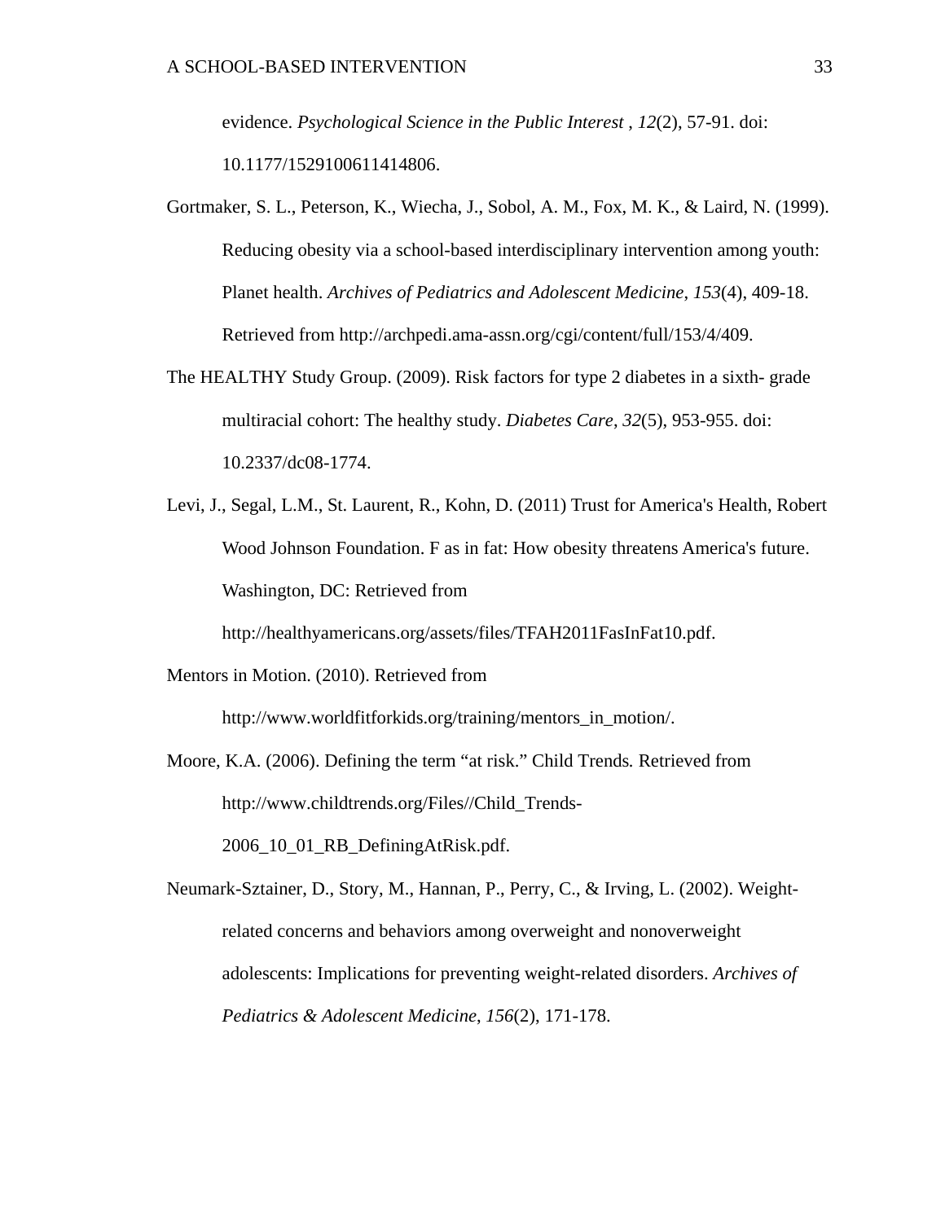evidence. *Psychological Science in the Public Interest* , *12*(2), 57-91. doi: 10.1177/1529100611414806.

Gortmaker, S. L., Peterson, K., Wiecha, J., Sobol, A. M., Fox, M. K., & Laird, N. (1999). Reducing obesity via a school-based interdisciplinary intervention among youth: Planet health. *Archives of Pediatrics and Adolescent Medicine*, *153*(4), 409-18. Retrieved from http://archpedi.ama-assn.org/cgi/content/full/153/4/409.

The HEALTHY Study Group. (2009). Risk factors for type 2 diabetes in a sixth- grade multiracial cohort: The healthy study. *Diabetes Care*, *32*(5), 953-955. doi: 10.2337/dc08-1774.

Levi, J., Segal, L.M., St. Laurent, R., Kohn, D. (2011) Trust for America's Health, Robert Wood Johnson Foundation. F as in fat: How obesity threatens America's future. Washington, DC: Retrieved from http://healthyamericans.org/assets/files/TFAH2011FasInFat10.pdf.

Mentors in Motion. (2010). Retrieved from http://www.worldfitforkids.org/training/mentors_in_motion/.

Moore, K.A. (2006). Defining the term "at risk." Child Trends*.* Retrieved from http://www.childtrends.org/Files//Child_Trends-2006_10_01_RB_DefiningAtRisk.pdf.

Neumark-Sztainer, D., Story, M., Hannan, P., Perry, C., & Irving, L. (2002). Weight-related concerns and behaviors among overweight and nonoverweight adolescents: Implications for preventing weight-related disorders. *Archives of Pediatrics & Adolescent Medicine*, *156*(2), 171-178.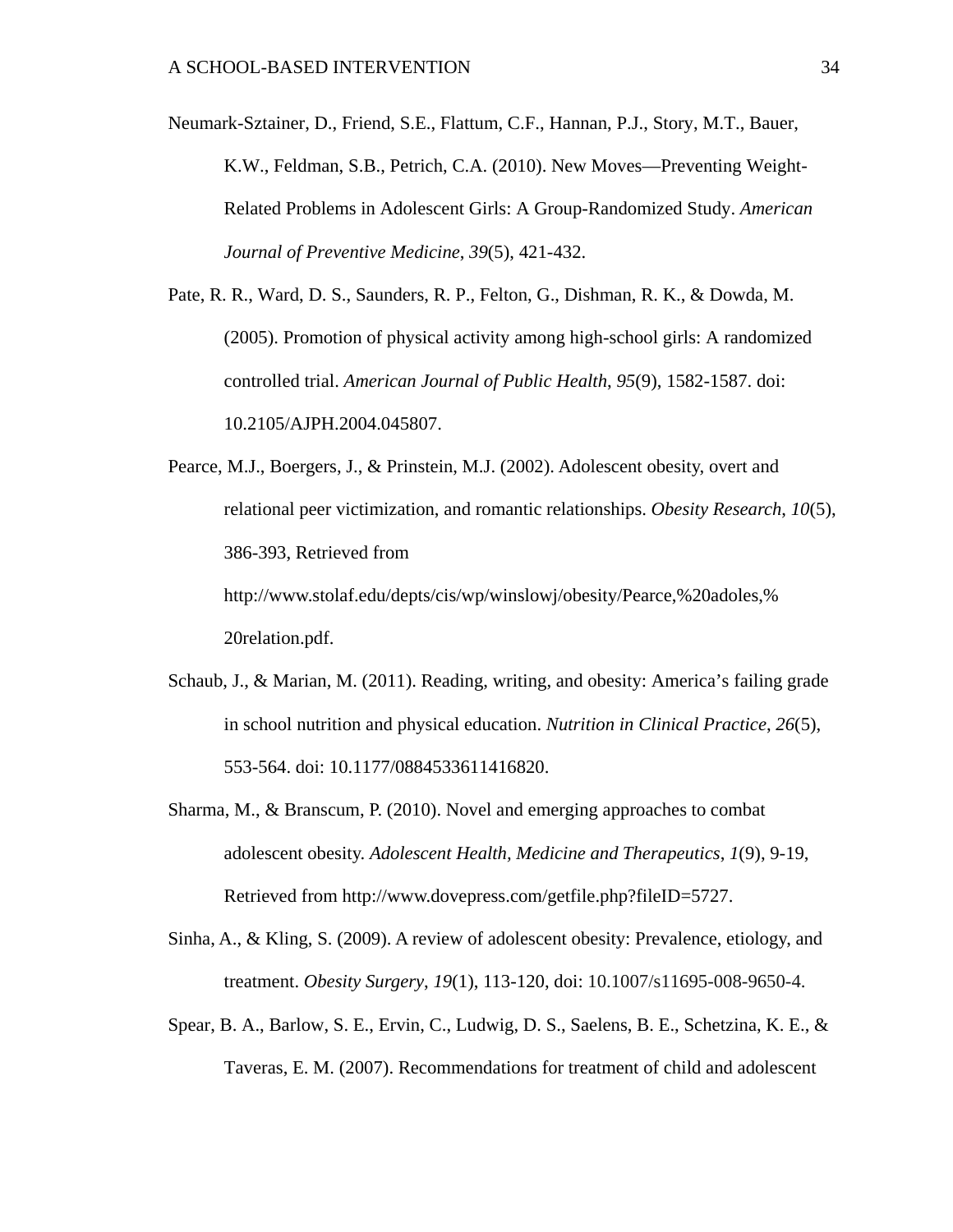Neumark-Sztainer, D., Friend, S.E., Flattum, C.F., Hannan, P.J., Story, M.T., Bauer, K.W., Feldman, S.B., Petrich, C.A. (2010). New Moves—Preventing Weight-Related Problems in Adolescent Girls: A Group-Randomized Study. *American Journal of Preventive Medicine*, *39*(5), 421-432.

Pate, R. R., Ward, D. S., Saunders, R. P., Felton, G., Dishman, R. K., & Dowda, M. (2005). Promotion of physical activity among high-school girls: A randomized controlled trial. *American Journal of Public Health*, *95*(9), 1582-1587. doi: 10.2105/AJPH.2004.045807.

Pearce, M.J., Boergers, J., & Prinstein, M.J. (2002). Adolescent obesity, overt and relational peer victimization, and romantic relationships. *Obesity Research*, *10*(5), 386-393, Retrieved from http://www.stolaf.edu/depts/cis/wp/winslowj/obesity/Pearce,%20adoles,%20relation.pdf.

Schaub, J., & Marian, M. (2011). Reading, writing, and obesity: America's failing grade in school nutrition and physical education. *Nutrition in Clinical Practice*, *26*(5), 553-564. doi: 10.1177/0884533611416820.

Sharma, M., & Branscum, P. (2010). Novel and emerging approaches to combat adolescent obesity. *Adolescent Health, Medicine and Therapeutics*, *1*(9), 9-19, Retrieved from http://www.dovepress.com/getfile.php?fileID=5727.

Sinha, A., & Kling, S. (2009). A review of adolescent obesity: Prevalence, etiology, and treatment. *Obesity Surgery*, *19*(1), 113-120, doi: 10.1007/s11695-008-9650-4.

Spear, B. A., Barlow, S. E., Ervin, C., Ludwig, D. S., Saelens, B. E., Schetzina, K. E., & Taveras, E. M. (2007). Recommendations for treatment of child and adolescent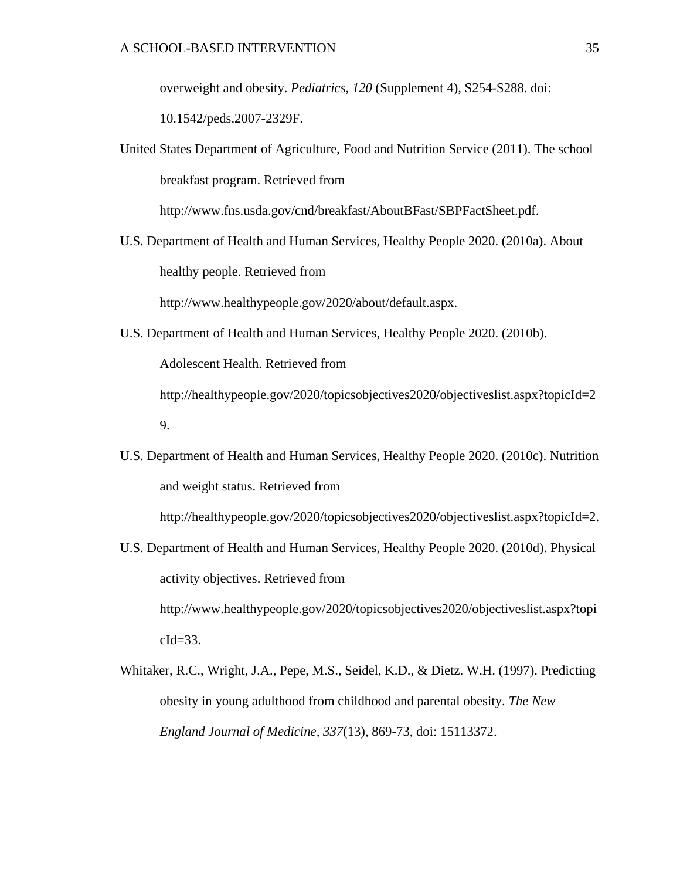overweight and obesity. *Pediatrics*, *120* (Supplement 4), S254-S288. doi: 10.1542/peds.2007-2329F.

United States Department of Agriculture, Food and Nutrition Service (2011). The school breakfast program. Retrieved from http://www.fns.usda.gov/cnd/breakfast/AboutBFast/SBPFactSheet.pdf.

U.S. Department of Health and Human Services, Healthy People 2020. (2010a). About healthy people. Retrieved from http://www.healthypeople.gov/2020/about/default.aspx.

U.S. Department of Health and Human Services, Healthy People 2020. (2010b). Adolescent Health. Retrieved from http://healthypeople.gov/2020/topicsobjectives2020/objectiveslist.aspx?topicId=29.

U.S. Department of Health and Human Services, Healthy People 2020. (2010c). Nutrition and weight status. Retrieved from http://healthypeople.gov/2020/topicsobjectives2020/objectiveslist.aspx?topicId=2.

U.S. Department of Health and Human Services, Healthy People 2020. (2010d). Physical activity objectives. Retrieved from http://www.healthypeople.gov/2020/topicsobjectives2020/objectiveslist.aspx?topicId=33.

Whitaker, R.C., Wright, J.A., Pepe, M.S., Seidel, K.D., & Dietz. W.H. (1997). Predicting obesity in young adulthood from childhood and parental obesity. *The New England Journal of Medicine, 337*(13), 869-73, doi: 15113372.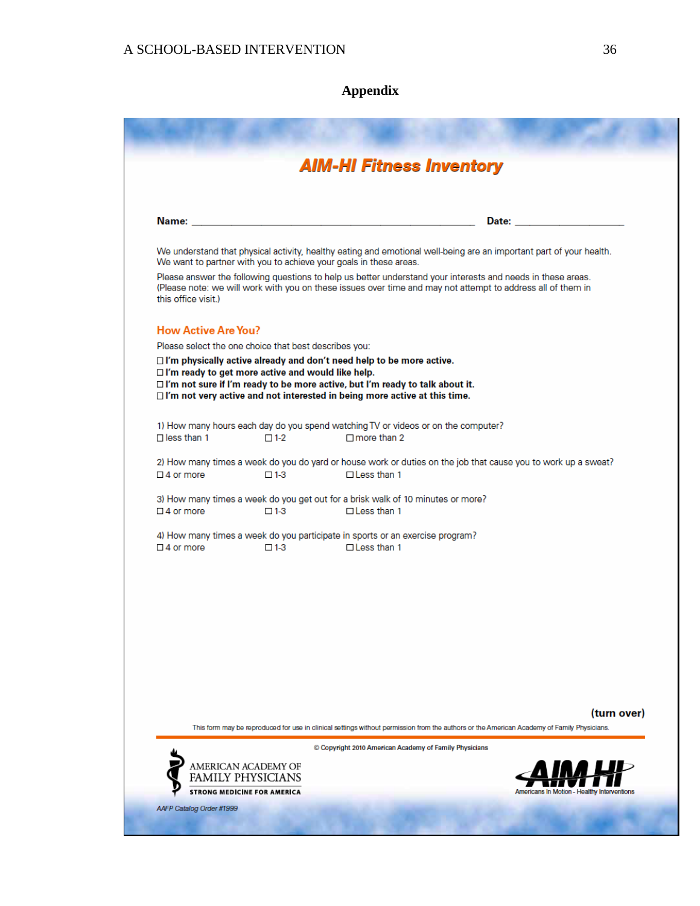# Appendix

## AIM-HI Fitness Inventory

**Name:** ______________________________ **Date:** ______________

We understand that physical activity, healthy eating and emotional well-being are an important part of your health. We want to partner with you to achieve your goals in these areas.

Please answer the following questions to help us better understand your interests and needs in these areas. (Please note: we will work with you on these issues over time and may not attempt to address all of them in this office visit.)

### How Active Are You?

Please select the one choice that best describes you:

☐ **I'm physically active already and don't need help to be more active.**
☐ **I'm ready to get more active and would like help.**
☐ **I'm not sure if I'm ready to be more active, but I'm ready to talk about it.**
☐ **I'm not very active and not interested in being more active at this time.**

1) How many hours each day do you spend watching TV or videos or on the computer?
☐ less than 1 ☐ 1-2 ☐ more than 2

2) How many times a week do you do yard or house work or duties on the job that cause you to work up a sweat?
☐ 4 or more ☐ 1-3 ☐ Less than 1

3) How many times a week do you get out for a brisk walk of 10 minutes or more?
☐ 4 or more ☐ 1-3 ☐ Less than 1

4) How many times a week do you participate in sports or an exercise program?
☐ 4 or more ☐ 1-3 ☐ Less than 1

**(turn over)**

This form may be reproduced for use in clinical settings without permission from the authors or the American Academy of Family Physicians.

© Copyright 2010 American Academy of Family Physicians

AMERICAN ACADEMY OF FAMILY PHYSICIANS
STRONG MEDICINE FOR AMERICA

AIM-HI
Americans In Motion - Healthy Interventions

*AAFP Catalog Order #1999*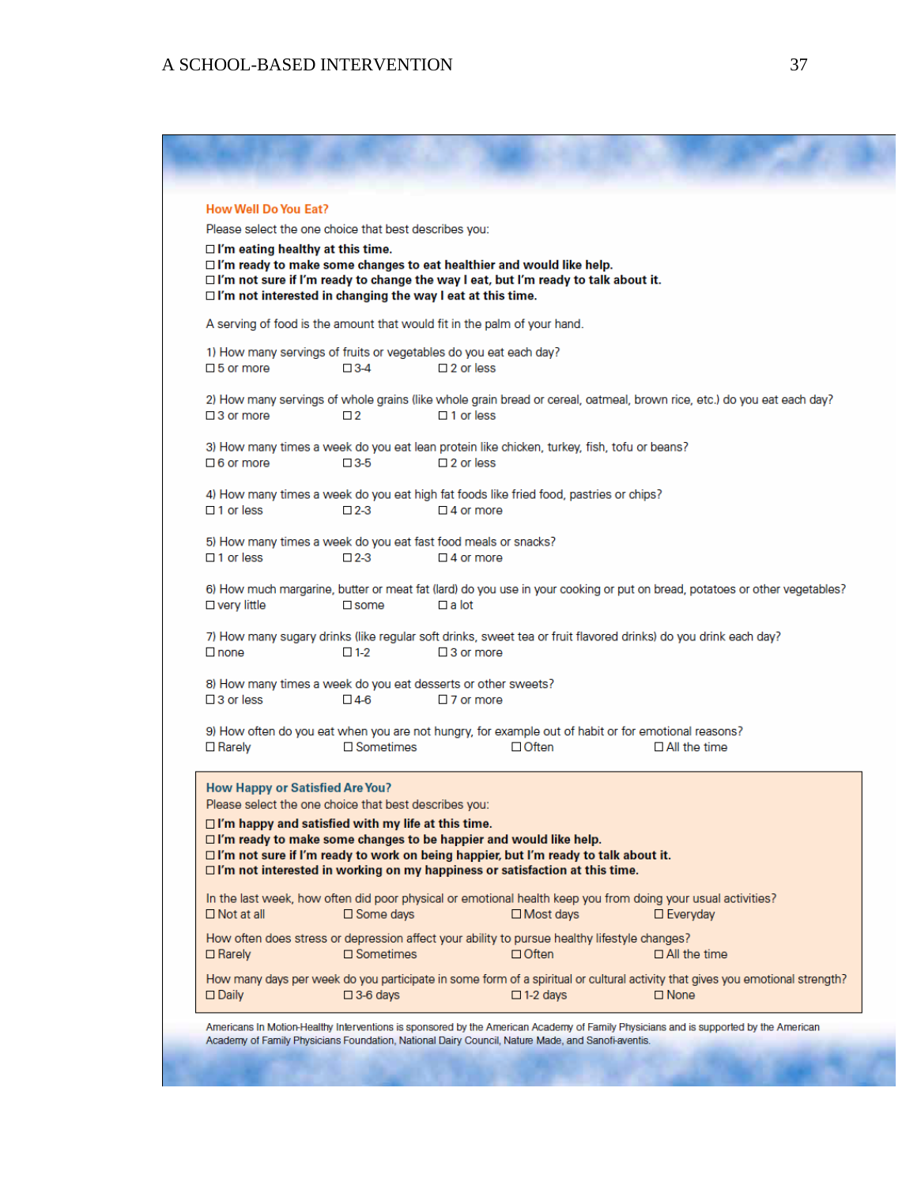## How Well Do You Eat?

Please select the one choice that best describes you:

☐ **I'm eating healthy at this time.**
☐ **I'm ready to make some changes to eat healthier and would like help.**
☐ **I'm not sure if I'm ready to change the way I eat, but I'm ready to talk about it.**
☐ **I'm not interested in changing the way I eat at this time.**

A serving of food is the amount that would fit in the palm of your hand.

1) How many servings of fruits or vegetables do you eat each day?
☐ 5 or more ☐ 3-4 ☐ 2 or less

2) How many servings of whole grains (like whole grain bread or cereal, oatmeal, brown rice, etc.) do you eat each day?
☐ 3 or more ☐ 2 ☐ 1 or less

3) How many times a week do you eat lean protein like chicken, turkey, fish, tofu or beans?
☐ 6 or more ☐ 3-5 ☐ 2 or less

4) How many times a week do you eat high fat foods like fried food, pastries or chips?
☐ 1 or less ☐ 2-3 ☐ 4 or more

5) How many times a week do you eat fast food meals or snacks?
☐ 1 or less ☐ 2-3 ☐ 4 or more

6) How much margarine, butter or meat fat (lard) do you use in your cooking or put on bread, potatoes or other vegetables?
☐ very little ☐ some ☐ a lot

7) How many sugary drinks (like regular soft drinks, sweet tea or fruit flavored drinks) do you drink each day?
☐ none ☐ 1-2 ☐ 3 or more

8) How many times a week do you eat desserts or other sweets?
☐ 3 or less ☐ 4-6 ☐ 7 or more

9) How often do you eat when you are not hungry, for example out of habit or for emotional reasons?
☐ Rarely ☐ Sometimes ☐ Often ☐ All the time

## How Happy or Satisfied Are You?

Please select the one choice that best describes you:

☐ **I'm happy and satisfied with my life at this time.**
☐ **I'm ready to make some changes to be happier and would like help.**
☐ **I'm not sure if I'm ready to work on being happier, but I'm ready to talk about it.**
☐ **I'm not interested in working on my happiness or satisfaction at this time.**

In the last week, how often did poor physical or emotional health keep you from doing your usual activities?
☐ Not at all ☐ Some days ☐ Most days ☐ Everyday

How often does stress or depression affect your ability to pursue healthy lifestyle changes?
☐ Rarely ☐ Sometimes ☐ Often ☐ All the time

How many days per week do you participate in some form of a spiritual or cultural activity that gives you emotional strength?
☐ Daily ☐ 3-6 days ☐ 1-2 days ☐ None

Americans In Motion-Healthy Interventions is sponsored by the American Academy of Family Physicians and is supported by the American Academy of Family Physicians Foundation, National Dairy Council, Nature Made, and Sanofi-aventis.